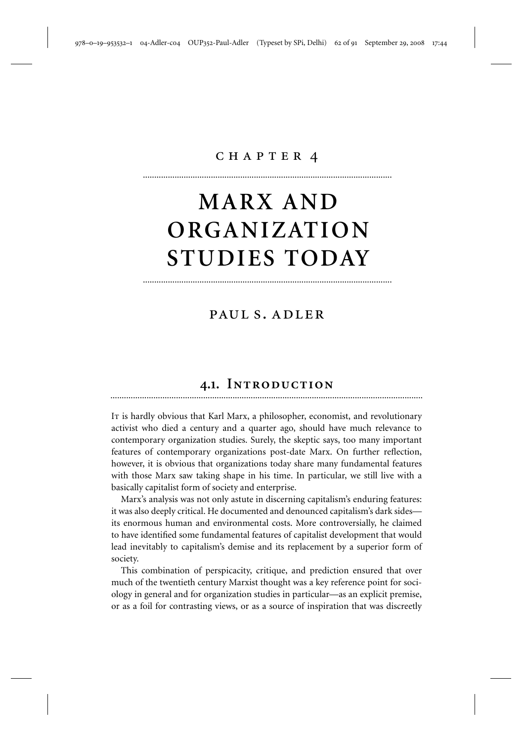CHAPTER 4

# MARX AND ORGANIZATION STUDIES TODAY

PAUL S. ADLER

## 4.1. Introduction

It is hardly obvious that Karl Marx, a philosopher, economist, and revolutionary activist who died a century and a quarter ago, should have much relevance to contemporary organization studies. Surely, the skeptic says, too many important features of contemporary organizations post-date Marx. On further reflection, however, it is obvious that organizations today share many fundamental features with those Marx saw taking shape in his time. In particular, we still live with a basically capitalist form of society and enterprise.

Marx's analysis was not only astute in discerning capitalism's enduring features: it was also deeply critical. He documented and denounced capitalism's dark sides—its enormous human and environmental costs. More controversially, he claimed to have identified some fundamental features of capitalist development that would lead inevitably to capitalism's demise and its replacement by a superior form of society.

This combination of perspicacity, critique, and prediction ensured that over much of the twentieth century Marxist thought was a key reference point for sociology in general and for organization studies in particular—as an explicit premise, or as a foil for contrasting views, or as a source of inspiration that was discreetly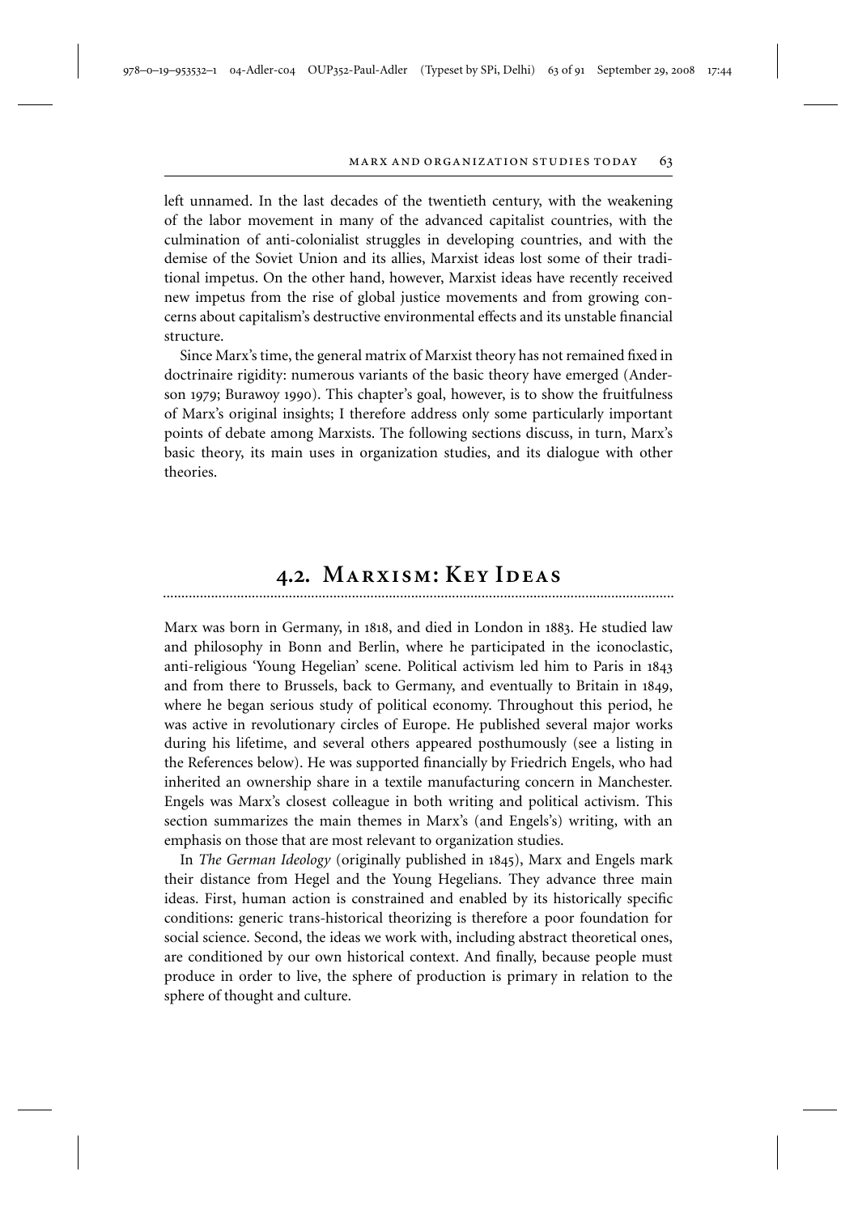left unnamed. In the last decades of the twentieth century, with the weakening of the labor movement in many of the advanced capitalist countries, with the culmination of anti-colonialist struggles in developing countries, and with the demise of the Soviet Union and its allies, Marxist ideas lost some of their traditional impetus. On the other hand, however, Marxist ideas have recently received new impetus from the rise of global justice movements and from growing concerns about capitalism's destructive environmental effects and its unstable financial structure.

Since Marx's time, the general matrix of Marxist theory has not remained fixed in doctrinaire rigidity: numerous variants of the basic theory have emerged (Anderson 1979; Burawoy 1990). This chapter's goal, however, is to show the fruitfulness of Marx's original insights; I therefore address only some particularly important points of debate among Marxists. The following sections discuss, in turn, Marx's basic theory, its main uses in organization studies, and its dialogue with other theories.

## 4.2. Marxism: Key Ideas

Marx was born in Germany, in 1818, and died in London in 1883. He studied law and philosophy in Bonn and Berlin, where he participated in the iconoclastic, anti-religious 'Young Hegelian' scene. Political activism led him to Paris in 1843 and from there to Brussels, back to Germany, and eventually to Britain in 1849, where he began serious study of political economy. Throughout this period, he was active in revolutionary circles of Europe. He published several major works during his lifetime, and several others appeared posthumously (see a listing in the References below). He was supported financially by Friedrich Engels, who had inherited an ownership share in a textile manufacturing concern in Manchester. Engels was Marx's closest colleague in both writing and political activism. This section summarizes the main themes in Marx's (and Engels's) writing, with an emphasis on those that are most relevant to organization studies.

In *The German Ideology* (originally published in 1845), Marx and Engels mark their distance from Hegel and the Young Hegelians. They advance three main ideas. First, human action is constrained and enabled by its historically specific conditions: generic trans-historical theorizing is therefore a poor foundation for social science. Second, the ideas we work with, including abstract theoretical ones, are conditioned by our own historical context. And finally, because people must produce in order to live, the sphere of production is primary in relation to the sphere of thought and culture.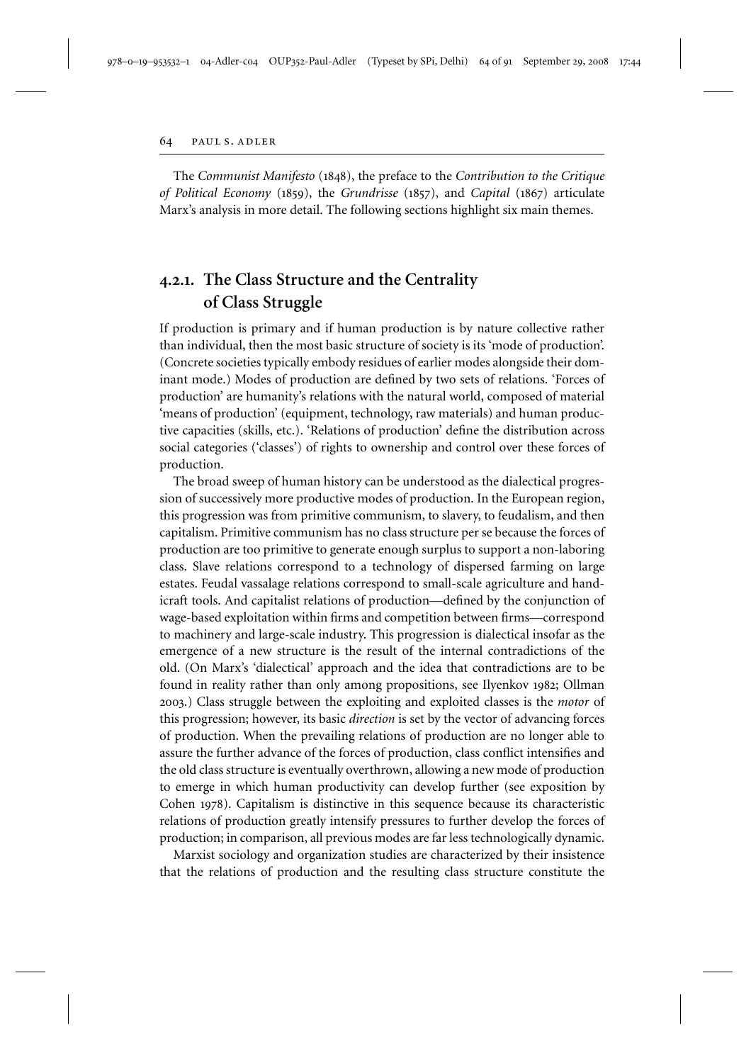The *Communist Manifesto* (1848), the preface to the *Contribution to the Critique of Political Economy* (1859), the *Grundrisse* (1857), and *Capital* (1867) articulate Marx's analysis in more detail. The following sections highlight six main themes.

## 4.2.1. The Class Structure and the Centrality of Class Struggle

If production is primary and if human production is by nature collective rather than individual, then the most basic structure of society is its 'mode of production'. (Concrete societies typically embody residues of earlier modes alongside their dominant mode.) Modes of production are defined by two sets of relations. 'Forces of production' are humanity's relations with the natural world, composed of material 'means of production' (equipment, technology, raw materials) and human productive capacities (skills, etc.). 'Relations of production' define the distribution across social categories ('classes') of rights to ownership and control over these forces of production.

The broad sweep of human history can be understood as the dialectical progression of successively more productive modes of production. In the European region, this progression was from primitive communism, to slavery, to feudalism, and then capitalism. Primitive communism has no class structure per se because the forces of production are too primitive to generate enough surplus to support a non-laboring class. Slave relations correspond to a technology of dispersed farming on large estates. Feudal vassalage relations correspond to small-scale agriculture and handicraft tools. And capitalist relations of production—defined by the conjunction of wage-based exploitation within firms and competition between firms—correspond to machinery and large-scale industry. This progression is dialectical insofar as the emergence of a new structure is the result of the internal contradictions of the old. (On Marx's 'dialectical' approach and the idea that contradictions are to be found in reality rather than only among propositions, see Ilyenkov 1982; Ollman 2003.) Class struggle between the exploiting and exploited classes is the *motor* of this progression; however, its basic *direction* is set by the vector of advancing forces of production. When the prevailing relations of production are no longer able to assure the further advance of the forces of production, class conflict intensifies and the old class structure is eventually overthrown, allowing a new mode of production to emerge in which human productivity can develop further (see exposition by Cohen 1978). Capitalism is distinctive in this sequence because its characteristic relations of production greatly intensify pressures to further develop the forces of production; in comparison, all previous modes are far less technologically dynamic.

Marxist sociology and organization studies are characterized by their insistence that the relations of production and the resulting class structure constitute the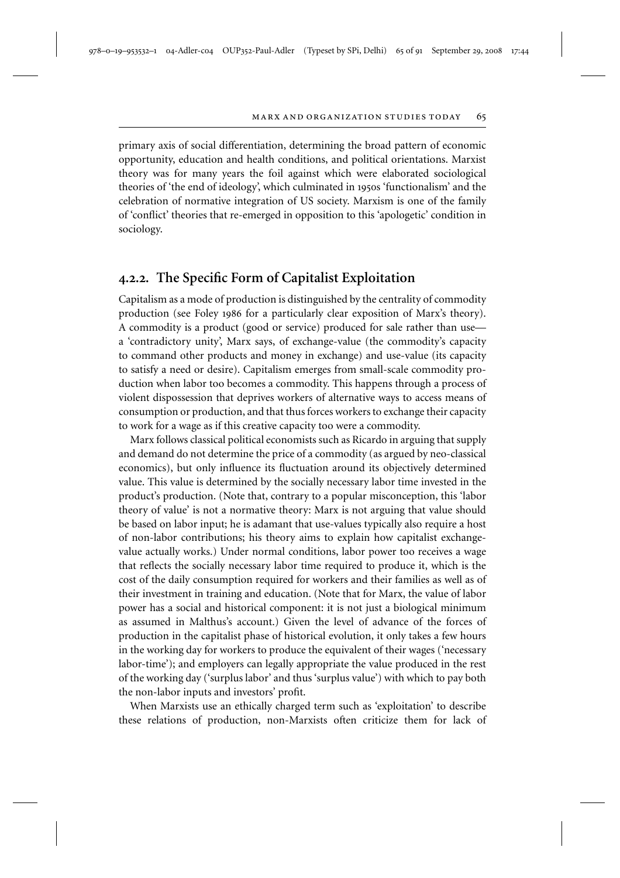primary axis of social differentiation, determining the broad pattern of economic opportunity, education and health conditions, and political orientations. Marxist theory was for many years the foil against which were elaborated sociological theories of 'the end of ideology', which culminated in 1950s 'functionalism' and the celebration of normative integration of US society. Marxism is one of the family of 'conflict' theories that re-emerged in opposition to this 'apologetic' condition in sociology.

### 4.2.2. The Specific Form of Capitalist Exploitation

Capitalism as a mode of production is distinguished by the centrality of commodity production (see Foley 1986 for a particularly clear exposition of Marx's theory). A commodity is a product (good or service) produced for sale rather than use—a 'contradictory unity', Marx says, of exchange-value (the commodity's capacity to command other products and money in exchange) and use-value (its capacity to satisfy a need or desire). Capitalism emerges from small-scale commodity production when labor too becomes a commodity. This happens through a process of violent dispossession that deprives workers of alternative ways to access means of consumption or production, and that thus forces workers to exchange their capacity to work for a wage as if this creative capacity too were a commodity.

Marx follows classical political economists such as Ricardo in arguing that supply and demand do not determine the price of a commodity (as argued by neo-classical economics), but only influence its fluctuation around its objectively determined value. This value is determined by the socially necessary labor time invested in the product's production. (Note that, contrary to a popular misconception, this 'labor theory of value' is not a normative theory: Marx is not arguing that value should be based on labor input; he is adamant that use-values typically also require a host of non-labor contributions; his theory aims to explain how capitalist exchange-value actually works.) Under normal conditions, labor power too receives a wage that reflects the socially necessary labor time required to produce it, which is the cost of the daily consumption required for workers and their families as well as of their investment in training and education. (Note that for Marx, the value of labor power has a social and historical component: it is not just a biological minimum as assumed in Malthus's account.) Given the level of advance of the forces of production in the capitalist phase of historical evolution, it only takes a few hours in the working day for workers to produce the equivalent of their wages ('necessary labor-time'); and employers can legally appropriate the value produced in the rest of the working day ('surplus labor' and thus 'surplus value') with which to pay both the non-labor inputs and investors' profit.

When Marxists use an ethically charged term such as 'exploitation' to describe these relations of production, non-Marxists often criticize them for lack of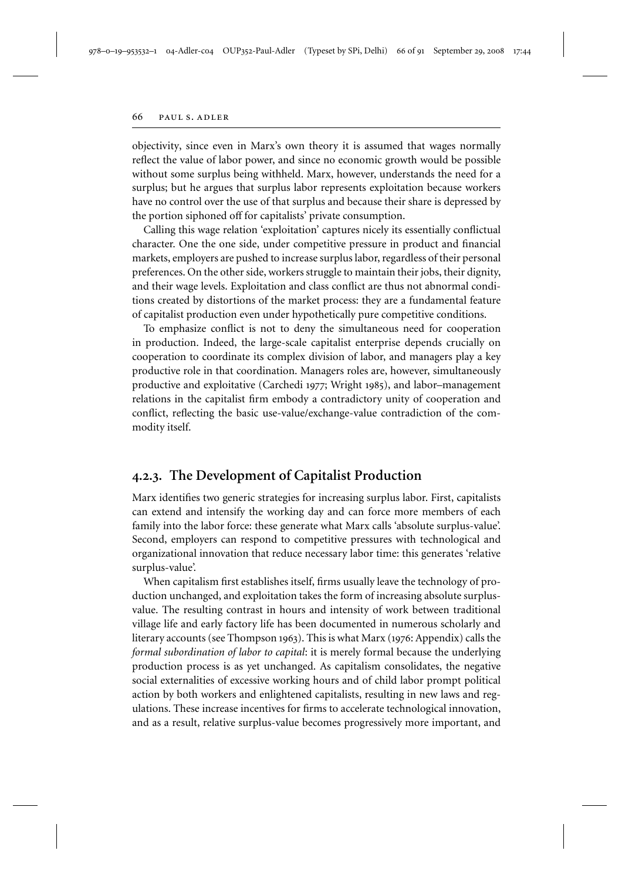objectivity, since even in Marx's own theory it is assumed that wages normally reflect the value of labor power, and since no economic growth would be possible without some surplus being withheld. Marx, however, understands the need for a surplus; but he argues that surplus labor represents exploitation because workers have no control over the use of that surplus and because their share is depressed by the portion siphoned off for capitalists' private consumption.

Calling this wage relation 'exploitation' captures nicely its essentially conflictual character. One the one side, under competitive pressure in product and financial markets, employers are pushed to increase surplus labor, regardless of their personal preferences. On the other side, workers struggle to maintain their jobs, their dignity, and their wage levels. Exploitation and class conflict are thus not abnormal conditions created by distortions of the market process: they are a fundamental feature of capitalist production even under hypothetically pure competitive conditions.

To emphasize conflict is not to deny the simultaneous need for cooperation in production. Indeed, the large-scale capitalist enterprise depends crucially on cooperation to coordinate its complex division of labor, and managers play a key productive role in that coordination. Managers roles are, however, simultaneously productive and exploitative (Carchedi 1977; Wright 1985), and labor–management relations in the capitalist firm embody a contradictory unity of cooperation and conflict, reflecting the basic use-value/exchange-value contradiction of the commodity itself.

## 4.2.3. The Development of Capitalist Production

Marx identifies two generic strategies for increasing surplus labor. First, capitalists can extend and intensify the working day and can force more members of each family into the labor force: these generate what Marx calls 'absolute surplus-value'. Second, employers can respond to competitive pressures with technological and organizational innovation that reduce necessary labor time: this generates 'relative surplus-value'.

When capitalism first establishes itself, firms usually leave the technology of production unchanged, and exploitation takes the form of increasing absolute surplus-value. The resulting contrast in hours and intensity of work between traditional village life and early factory life has been documented in numerous scholarly and literary accounts (see Thompson 1963). This is what Marx (1976: Appendix) calls the *formal subordination of labor to capital*: it is merely formal because the underlying production process is as yet unchanged. As capitalism consolidates, the negative social externalities of excessive working hours and of child labor prompt political action by both workers and enlightened capitalists, resulting in new laws and regulations. These increase incentives for firms to accelerate technological innovation, and as a result, relative surplus-value becomes progressively more important, and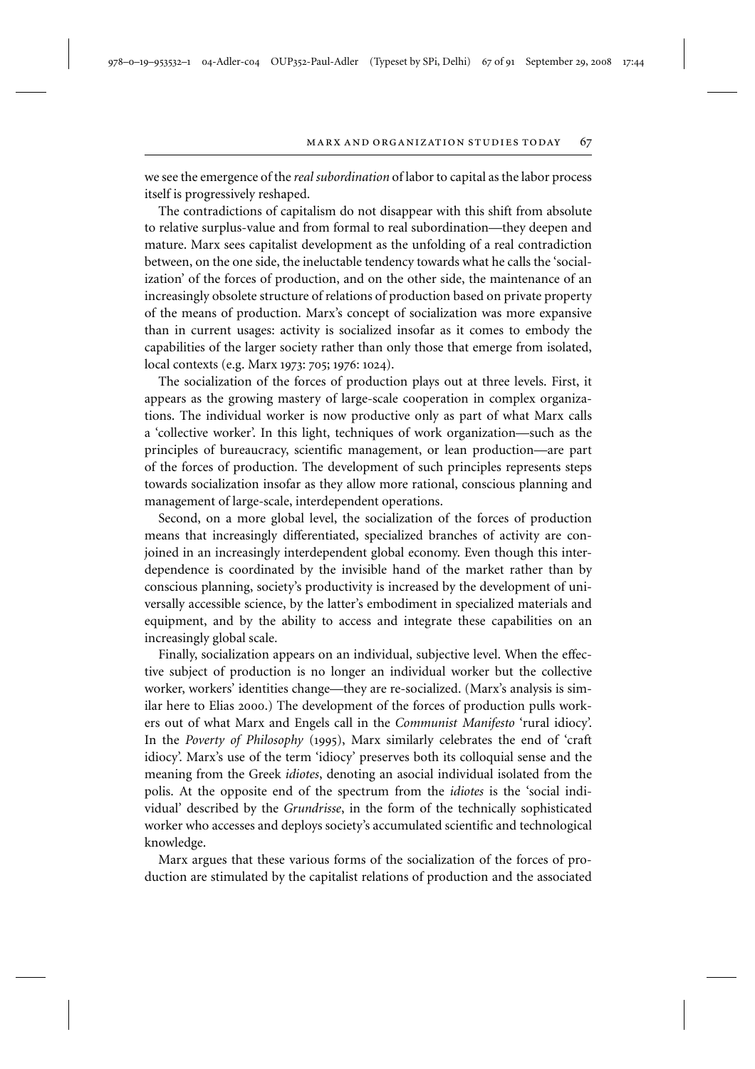we see the emergence of the *real subordination* of labor to capital as the labor process itself is progressively reshaped.

The contradictions of capitalism do not disappear with this shift from absolute to relative surplus-value and from formal to real subordination—they deepen and mature. Marx sees capitalist development as the unfolding of a real contradiction between, on the one side, the ineluctable tendency towards what he calls the 'socialization' of the forces of production, and on the other side, the maintenance of an increasingly obsolete structure of relations of production based on private property of the means of production. Marx's concept of socialization was more expansive than in current usages: activity is socialized insofar as it comes to embody the capabilities of the larger society rather than only those that emerge from isolated, local contexts (e.g. Marx 1973: 705; 1976: 1024).

The socialization of the forces of production plays out at three levels. First, it appears as the growing mastery of large-scale cooperation in complex organizations. The individual worker is now productive only as part of what Marx calls a 'collective worker'. In this light, techniques of work organization—such as the principles of bureaucracy, scientific management, or lean production—are part of the forces of production. The development of such principles represents steps towards socialization insofar as they allow more rational, conscious planning and management of large-scale, interdependent operations.

Second, on a more global level, the socialization of the forces of production means that increasingly differentiated, specialized branches of activity are conjoined in an increasingly interdependent global economy. Even though this interdependence is coordinated by the invisible hand of the market rather than by conscious planning, society's productivity is increased by the development of universally accessible science, by the latter's embodiment in specialized materials and equipment, and by the ability to access and integrate these capabilities on an increasingly global scale.

Finally, socialization appears on an individual, subjective level. When the effective subject of production is no longer an individual worker but the collective worker, workers' identities change—they are re-socialized. (Marx's analysis is similar here to Elias 2000.) The development of the forces of production pulls workers out of what Marx and Engels call in the *Communist Manifesto* 'rural idiocy'. In the *Poverty of Philosophy* (1995), Marx similarly celebrates the end of 'craft idiocy'. Marx's use of the term 'idiocy' preserves both its colloquial sense and the meaning from the Greek *idiotes*, denoting an asocial individual isolated from the polis. At the opposite end of the spectrum from the *idiotes* is the 'social individual' described by the *Grundrisse*, in the form of the technically sophisticated worker who accesses and deploys society's accumulated scientific and technological knowledge.

Marx argues that these various forms of the socialization of the forces of production are stimulated by the capitalist relations of production and the associated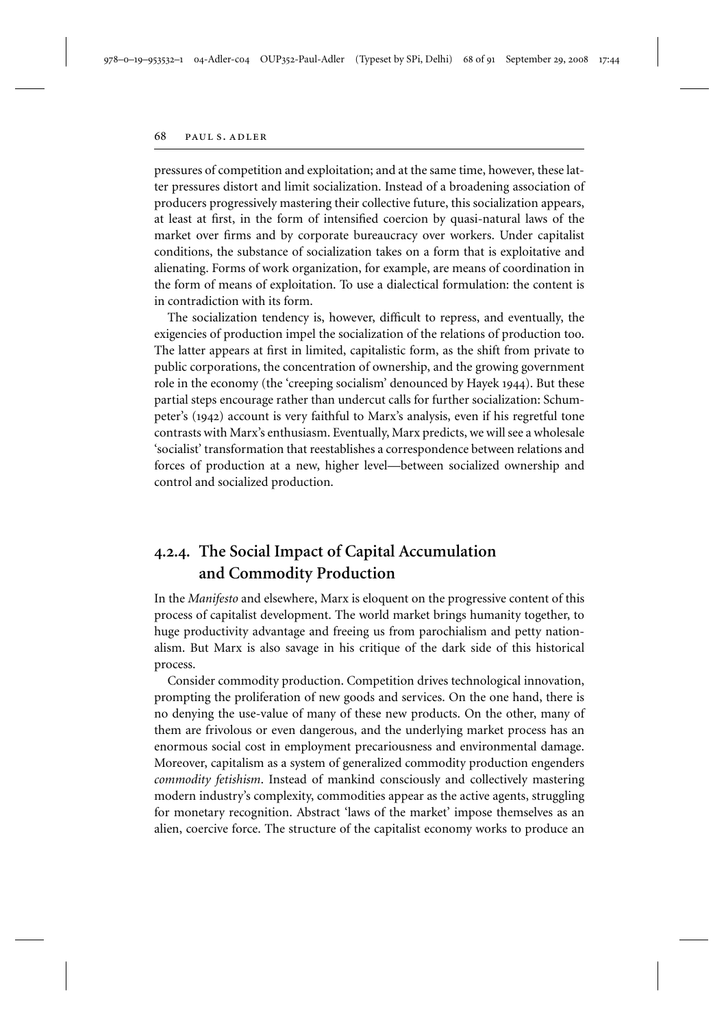pressures of competition and exploitation; and at the same time, however, these latter pressures distort and limit socialization. Instead of a broadening association of producers progressively mastering their collective future, this socialization appears, at least at first, in the form of intensified coercion by quasi-natural laws of the market over firms and by corporate bureaucracy over workers. Under capitalist conditions, the substance of socialization takes on a form that is exploitative and alienating. Forms of work organization, for example, are means of coordination in the form of means of exploitation. To use a dialectical formulation: the content is in contradiction with its form.

The socialization tendency is, however, difficult to repress, and eventually, the exigencies of production impel the socialization of the relations of production too. The latter appears at first in limited, capitalistic form, as the shift from private to public corporations, the concentration of ownership, and the growing government role in the economy (the 'creeping socialism' denounced by Hayek 1944). But these partial steps encourage rather than undercut calls for further socialization: Schumpeter's (1942) account is very faithful to Marx's analysis, even if his regretful tone contrasts with Marx's enthusiasm. Eventually, Marx predicts, we will see a wholesale 'socialist' transformation that reestablishes a correspondence between relations and forces of production at a new, higher level—between socialized ownership and control and socialized production.

### 4.2.4. The Social Impact of Capital Accumulation and Commodity Production

In the *Manifesto* and elsewhere, Marx is eloquent on the progressive content of this process of capitalist development. The world market brings humanity together, to huge productivity advantage and freeing us from parochialism and petty nationalism. But Marx is also savage in his critique of the dark side of this historical process.

Consider commodity production. Competition drives technological innovation, prompting the proliferation of new goods and services. On the one hand, there is no denying the use-value of many of these new products. On the other, many of them are frivolous or even dangerous, and the underlying market process has an enormous social cost in employment precariousness and environmental damage. Moreover, capitalism as a system of generalized commodity production engenders *commodity fetishism*. Instead of mankind consciously and collectively mastering modern industry's complexity, commodities appear as the active agents, struggling for monetary recognition. Abstract 'laws of the market' impose themselves as an alien, coercive force. The structure of the capitalist economy works to produce an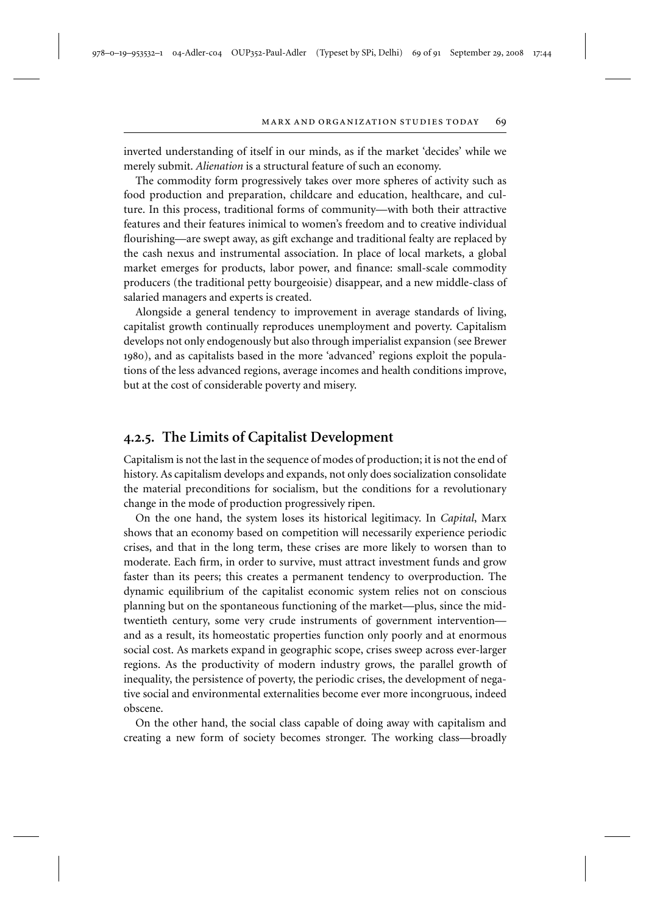inverted understanding of itself in our minds, as if the market 'decides' while we merely submit. *Alienation* is a structural feature of such an economy.

The commodity form progressively takes over more spheres of activity such as food production and preparation, childcare and education, healthcare, and culture. In this process, traditional forms of community—with both their attractive features and their features inimical to women's freedom and to creative individual flourishing—are swept away, as gift exchange and traditional fealty are replaced by the cash nexus and instrumental association. In place of local markets, a global market emerges for products, labor power, and finance: small-scale commodity producers (the traditional petty bourgeoisie) disappear, and a new middle-class of salaried managers and experts is created.

Alongside a general tendency to improvement in average standards of living, capitalist growth continually reproduces unemployment and poverty. Capitalism develops not only endogenously but also through imperialist expansion (see Brewer 1980), and as capitalists based in the more 'advanced' regions exploit the populations of the less advanced regions, average incomes and health conditions improve, but at the cost of considerable poverty and misery.

## 4.2.5. The Limits of Capitalist Development

Capitalism is not the last in the sequence of modes of production; it is not the end of history. As capitalism develops and expands, not only does socialization consolidate the material preconditions for socialism, but the conditions for a revolutionary change in the mode of production progressively ripen.

On the one hand, the system loses its historical legitimacy. In *Capital*, Marx shows that an economy based on competition will necessarily experience periodic crises, and that in the long term, these crises are more likely to worsen than to moderate. Each firm, in order to survive, must attract investment funds and grow faster than its peers; this creates a permanent tendency to overproduction. The dynamic equilibrium of the capitalist economic system relies not on conscious planning but on the spontaneous functioning of the market—plus, since the mid-twentieth century, some very crude instruments of government intervention—and as a result, its homeostatic properties function only poorly and at enormous social cost. As markets expand in geographic scope, crises sweep across ever-larger regions. As the productivity of modern industry grows, the parallel growth of inequality, the persistence of poverty, the periodic crises, the development of negative social and environmental externalities become ever more incongruous, indeed obscene.

On the other hand, the social class capable of doing away with capitalism and creating a new form of society becomes stronger. The working class—broadly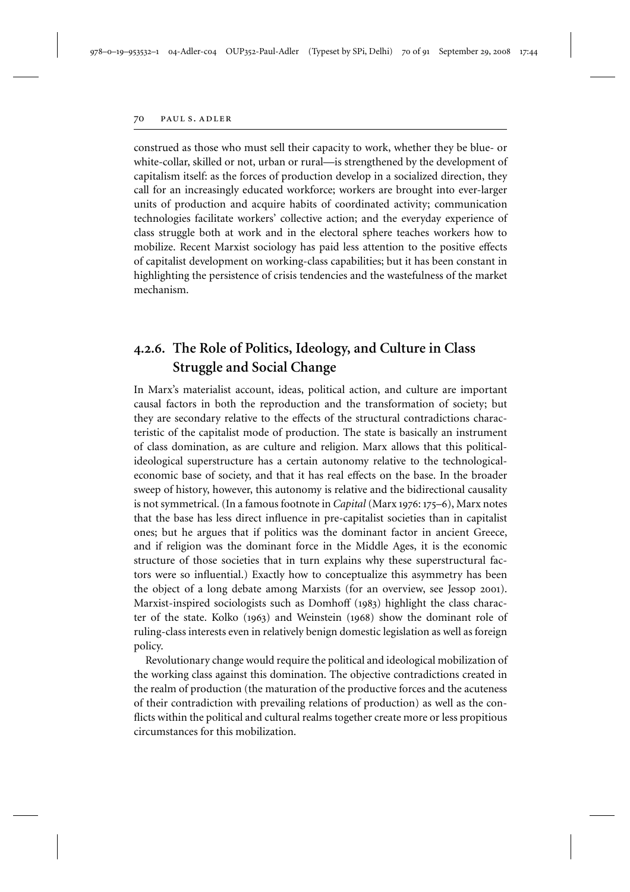construed as those who must sell their capacity to work, whether they be blue- or white-collar, skilled or not, urban or rural—is strengthened by the development of capitalism itself: as the forces of production develop in a socialized direction, they call for an increasingly educated workforce; workers are brought into ever-larger units of production and acquire habits of coordinated activity; communication technologies facilitate workers' collective action; and the everyday experience of class struggle both at work and in the electoral sphere teaches workers how to mobilize. Recent Marxist sociology has paid less attention to the positive effects of capitalist development on working-class capabilities; but it has been constant in highlighting the persistence of crisis tendencies and the wastefulness of the market mechanism.

### 4.2.6. The Role of Politics, Ideology, and Culture in Class Struggle and Social Change

In Marx's materialist account, ideas, political action, and culture are important causal factors in both the reproduction and the transformation of society; but they are secondary relative to the effects of the structural contradictions characteristic of the capitalist mode of production. The state is basically an instrument of class domination, as are culture and religion. Marx allows that this political-ideological superstructure has a certain autonomy relative to the technological-economic base of society, and that it has real effects on the base. In the broader sweep of history, however, this autonomy is relative and the bidirectional causality is not symmetrical. (In a famous footnote in *Capital* (Marx 1976: 175–6), Marx notes that the base has less direct influence in pre-capitalist societies than in capitalist ones; but he argues that if politics was the dominant factor in ancient Greece, and if religion was the dominant force in the Middle Ages, it is the economic structure of those societies that in turn explains why these superstructural factors were so influential.) Exactly how to conceptualize this asymmetry has been the object of a long debate among Marxists (for an overview, see Jessop 2001). Marxist-inspired sociologists such as Domhoff (1983) highlight the class character of the state. Kolko (1963) and Weinstein (1968) show the dominant role of ruling-class interests even in relatively benign domestic legislation as well as foreign policy.

Revolutionary change would require the political and ideological mobilization of the working class against this domination. The objective contradictions created in the realm of production (the maturation of the productive forces and the acuteness of their contradiction with prevailing relations of production) as well as the conflicts within the political and cultural realms together create more or less propitious circumstances for this mobilization.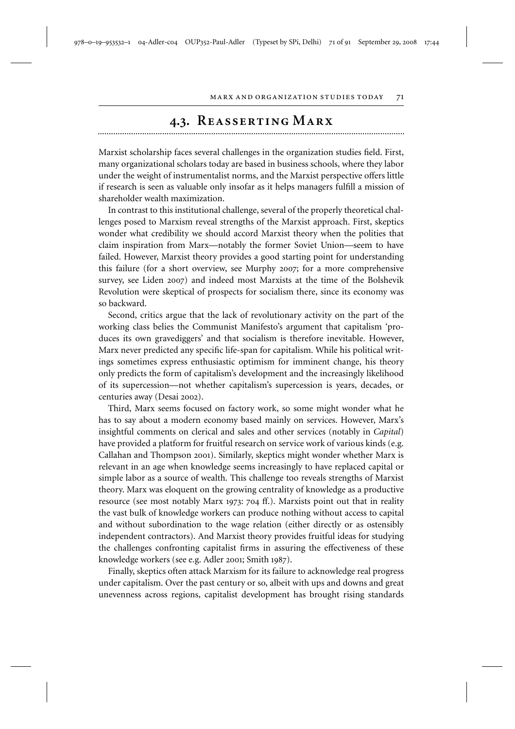## 4.3. Reasserting Marx

Marxist scholarship faces several challenges in the organization studies field. First, many organizational scholars today are based in business schools, where they labor under the weight of instrumentalist norms, and the Marxist perspective offers little if research is seen as valuable only insofar as it helps managers fulfill a mission of shareholder wealth maximization.

In contrast to this institutional challenge, several of the properly theoretical challenges posed to Marxism reveal strengths of the Marxist approach. First, skeptics wonder what credibility we should accord Marxist theory when the polities that claim inspiration from Marx—notably the former Soviet Union—seem to have failed. However, Marxist theory provides a good starting point for understanding this failure (for a short overview, see Murphy 2007; for a more comprehensive survey, see Liden 2007) and indeed most Marxists at the time of the Bolshevik Revolution were skeptical of prospects for socialism there, since its economy was so backward.

Second, critics argue that the lack of revolutionary activity on the part of the working class belies the Communist Manifesto's argument that capitalism 'produces its own gravediggers' and that socialism is therefore inevitable. However, Marx never predicted any specific life-span for capitalism. While his political writings sometimes express enthusiastic optimism for imminent change, his theory only predicts the form of capitalism's development and the increasingly likelihood of its supercession—not whether capitalism's supercession is years, decades, or centuries away (Desai 2002).

Third, Marx seems focused on factory work, so some might wonder what he has to say about a modern economy based mainly on services. However, Marx's insightful comments on clerical and sales and other services (notably in *Capital*) have provided a platform for fruitful research on service work of various kinds (e.g. Callahan and Thompson 2001). Similarly, skeptics might wonder whether Marx is relevant in an age when knowledge seems increasingly to have replaced capital or simple labor as a source of wealth. This challenge too reveals strengths of Marxist theory. Marx was eloquent on the growing centrality of knowledge as a productive resource (see most notably Marx 1973: 704 ff.). Marxists point out that in reality the vast bulk of knowledge workers can produce nothing without access to capital and without subordination to the wage relation (either directly or as ostensibly independent contractors). And Marxist theory provides fruitful ideas for studying the challenges confronting capitalist firms in assuring the effectiveness of these knowledge workers (see e.g. Adler 2001; Smith 1987).

Finally, skeptics often attack Marxism for its failure to acknowledge real progress under capitalism. Over the past century or so, albeit with ups and downs and great unevenness across regions, capitalist development has brought rising standards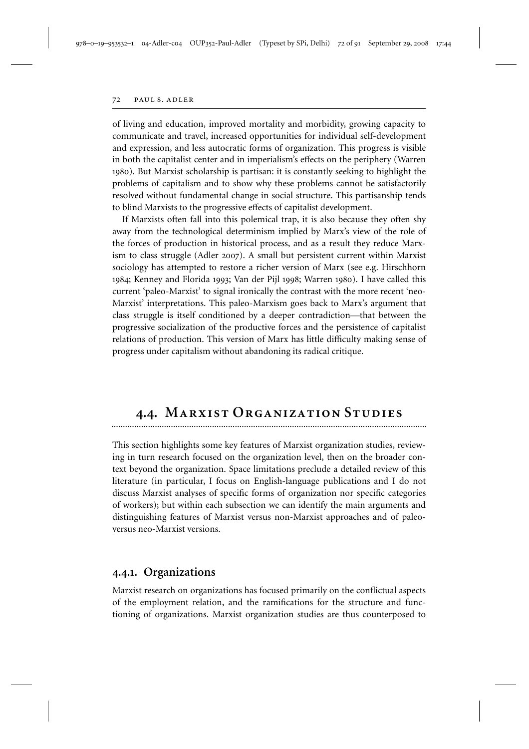of living and education, improved mortality and morbidity, growing capacity to communicate and travel, increased opportunities for individual self-development and expression, and less autocratic forms of organization. This progress is visible in both the capitalist center and in imperialism's effects on the periphery (Warren 1980). But Marxist scholarship is partisan: it is constantly seeking to highlight the problems of capitalism and to show why these problems cannot be satisfactorily resolved without fundamental change in social structure. This partisanship tends to blind Marxists to the progressive effects of capitalist development.

If Marxists often fall into this polemical trap, it is also because they often shy away from the technological determinism implied by Marx's view of the role of the forces of production in historical process, and as a result they reduce Marxism to class struggle (Adler 2007). A small but persistent current within Marxist sociology has attempted to restore a richer version of Marx (see e.g. Hirschhorn 1984; Kenney and Florida 1993; Van der Pijl 1998; Warren 1980). I have called this current 'paleo-Marxist' to signal ironically the contrast with the more recent 'neo-Marxist' interpretations. This paleo-Marxism goes back to Marx's argument that class struggle is itself conditioned by a deeper contradiction—that between the progressive socialization of the productive forces and the persistence of capitalist relations of production. This version of Marx has little difficulty making sense of progress under capitalism without abandoning its radical critique.

## 4.4. Marxist Organization Studies

This section highlights some key features of Marxist organization studies, reviewing in turn research focused on the organization level, then on the broader context beyond the organization. Space limitations preclude a detailed review of this literature (in particular, I focus on English-language publications and I do not discuss Marxist analyses of specific forms of organization nor specific categories of workers); but within each subsection we can identify the main arguments and distinguishing features of Marxist versus non-Marxist approaches and of paleo-versus neo-Marxist versions.

### 4.4.1. Organizations

Marxist research on organizations has focused primarily on the conflictual aspects of the employment relation, and the ramifications for the structure and functioning of organizations. Marxist organization studies are thus counterposed to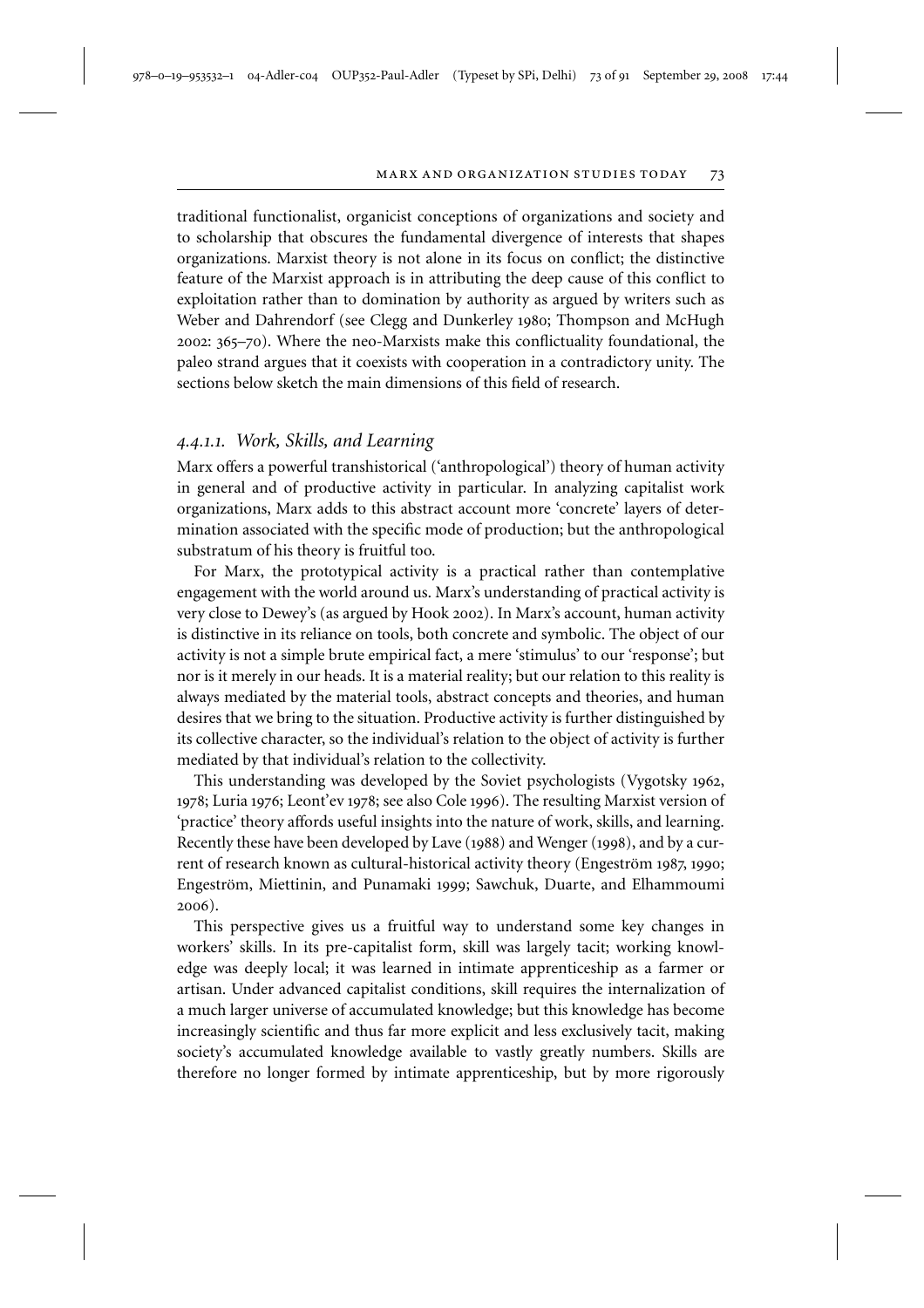traditional functionalist, organicist conceptions of organizations and society and to scholarship that obscures the fundamental divergence of interests that shapes organizations. Marxist theory is not alone in its focus on conflict; the distinctive feature of the Marxist approach is in attributing the deep cause of this conflict to exploitation rather than to domination by authority as argued by writers such as Weber and Dahrendorf (see Clegg and Dunkerley 1980; Thompson and McHugh 2002: 365–70). Where the neo-Marxists make this conflictuality foundational, the paleo strand argues that it coexists with cooperation in a contradictory unity. The sections below sketch the main dimensions of this field of research.

### *4.4.1.1. Work, Skills, and Learning*

Marx offers a powerful transhistorical ('anthropological') theory of human activity in general and of productive activity in particular. In analyzing capitalist work organizations, Marx adds to this abstract account more 'concrete' layers of determination associated with the specific mode of production; but the anthropological substratum of his theory is fruitful too.

For Marx, the prototypical activity is a practical rather than contemplative engagement with the world around us. Marx's understanding of practical activity is very close to Dewey's (as argued by Hook 2002). In Marx's account, human activity is distinctive in its reliance on tools, both concrete and symbolic. The object of our activity is not a simple brute empirical fact, a mere 'stimulus' to our 'response'; but nor is it merely in our heads. It is a material reality; but our relation to this reality is always mediated by the material tools, abstract concepts and theories, and human desires that we bring to the situation. Productive activity is further distinguished by its collective character, so the individual's relation to the object of activity is further mediated by that individual's relation to the collectivity.

This understanding was developed by the Soviet psychologists (Vygotsky 1962, 1978; Luria 1976; Leont'ev 1978; see also Cole 1996). The resulting Marxist version of 'practice' theory affords useful insights into the nature of work, skills, and learning. Recently these have been developed by Lave (1988) and Wenger (1998), and by a current of research known as cultural-historical activity theory (Engeström 1987, 1990; Engeström, Miettinin, and Punamaki 1999; Sawchuk, Duarte, and Elhammoumi 2006).

This perspective gives us a fruitful way to understand some key changes in workers' skills. In its pre-capitalist form, skill was largely tacit; working knowledge was deeply local; it was learned in intimate apprenticeship as a farmer or artisan. Under advanced capitalist conditions, skill requires the internalization of a much larger universe of accumulated knowledge; but this knowledge has become increasingly scientific and thus far more explicit and less exclusively tacit, making society's accumulated knowledge available to vastly greatly numbers. Skills are therefore no longer formed by intimate apprenticeship, but by more rigorously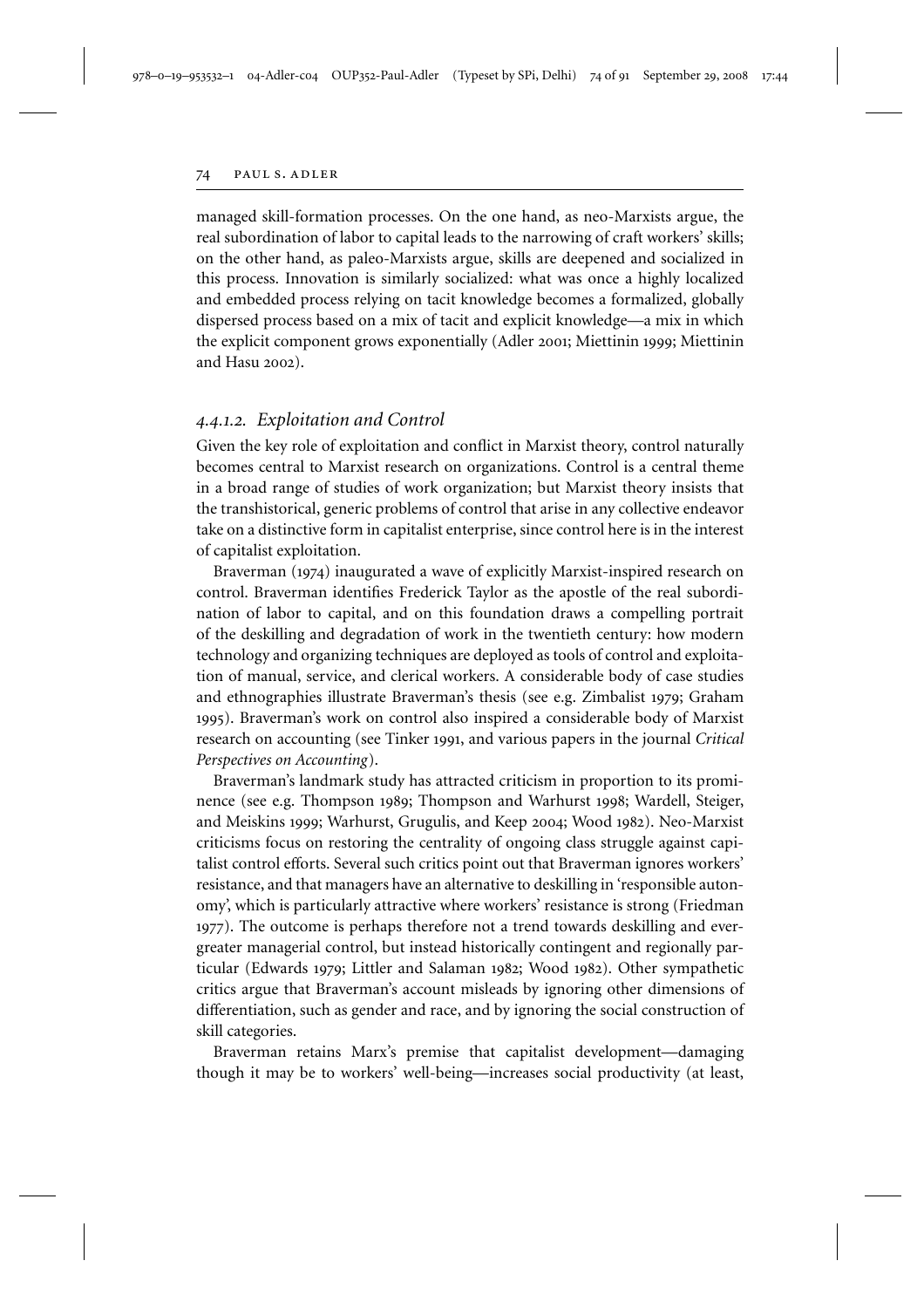managed skill-formation processes. On the one hand, as neo-Marxists argue, the real subordination of labor to capital leads to the narrowing of craft workers' skills; on the other hand, as paleo-Marxists argue, skills are deepened and socialized in this process. Innovation is similarly socialized: what was once a highly localized and embedded process relying on tacit knowledge becomes a formalized, globally dispersed process based on a mix of tacit and explicit knowledge—a mix in which the explicit component grows exponentially (Adler 2001; Miettinin 1999; Miettinin and Hasu 2002).

#### *4.4.1.2. Exploitation and Control*

Given the key role of exploitation and conflict in Marxist theory, control naturally becomes central to Marxist research on organizations. Control is a central theme in a broad range of studies of work organization; but Marxist theory insists that the transhistorical, generic problems of control that arise in any collective endeavor take on a distinctive form in capitalist enterprise, since control here is in the interest of capitalist exploitation.

Braverman (1974) inaugurated a wave of explicitly Marxist-inspired research on control. Braverman identifies Frederick Taylor as the apostle of the real subordination of labor to capital, and on this foundation draws a compelling portrait of the deskilling and degradation of work in the twentieth century: how modern technology and organizing techniques are deployed as tools of control and exploitation of manual, service, and clerical workers. A considerable body of case studies and ethnographies illustrate Braverman's thesis (see e.g. Zimbalist 1979; Graham 1995). Braverman's work on control also inspired a considerable body of Marxist research on accounting (see Tinker 1991, and various papers in the journal *Critical Perspectives on Accounting*).

Braverman's landmark study has attracted criticism in proportion to its prominence (see e.g. Thompson 1989; Thompson and Warhurst 1998; Wardell, Steiger, and Meiskins 1999; Warhurst, Grugulis, and Keep 2004; Wood 1982). Neo-Marxist criticisms focus on restoring the centrality of ongoing class struggle against capitalist control efforts. Several such critics point out that Braverman ignores workers' resistance, and that managers have an alternative to deskilling in 'responsible autonomy', which is particularly attractive where workers' resistance is strong (Friedman 1977). The outcome is perhaps therefore not a trend towards deskilling and ever-greater managerial control, but instead historically contingent and regionally particular (Edwards 1979; Littler and Salaman 1982; Wood 1982). Other sympathetic critics argue that Braverman's account misleads by ignoring other dimensions of differentiation, such as gender and race, and by ignoring the social construction of skill categories.

Braverman retains Marx's premise that capitalist development—damaging though it may be to workers' well-being—increases social productivity (at least,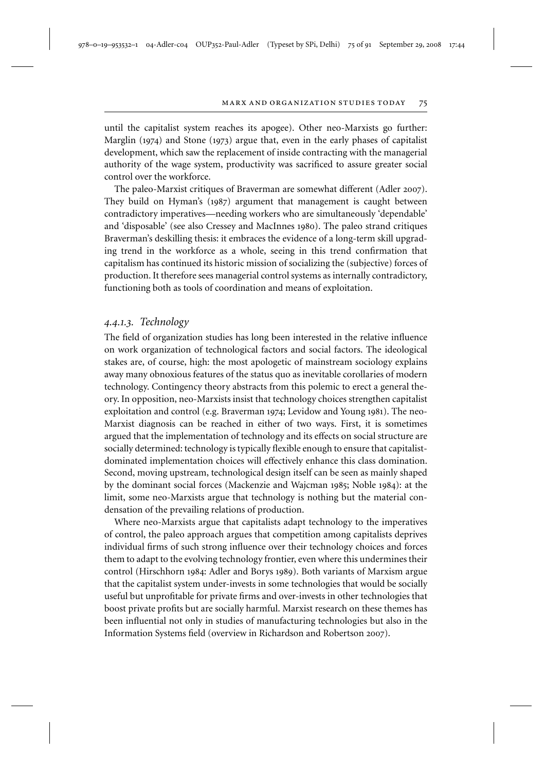until the capitalist system reaches its apogee). Other neo-Marxists go further: Marglin (1974) and Stone (1973) argue that, even in the early phases of capitalist development, which saw the replacement of inside contracting with the managerial authority of the wage system, productivity was sacrificed to assure greater social control over the workforce.

The paleo-Marxist critiques of Braverman are somewhat different (Adler 2007). They build on Hyman's (1987) argument that management is caught between contradictory imperatives—needing workers who are simultaneously 'dependable' and 'disposable' (see also Cressey and MacInnes 1980). The paleo strand critiques Braverman's deskilling thesis: it embraces the evidence of a long-term skill upgrading trend in the workforce as a whole, seeing in this trend confirmation that capitalism has continued its historic mission of socializing the (subjective) forces of production. It therefore sees managerial control systems as internally contradictory, functioning both as tools of coordination and means of exploitation.

### *4.4.1.3. Technology*

The field of organization studies has long been interested in the relative influence on work organization of technological factors and social factors. The ideological stakes are, of course, high: the most apologetic of mainstream sociology explains away many obnoxious features of the status quo as inevitable corollaries of modern technology. Contingency theory abstracts from this polemic to erect a general theory. In opposition, neo-Marxists insist that technology choices strengthen capitalist exploitation and control (e.g. Braverman 1974; Levidow and Young 1981). The neo-Marxist diagnosis can be reached in either of two ways. First, it is sometimes argued that the implementation of technology and its effects on social structure are socially determined: technology is typically flexible enough to ensure that capitalist-dominated implementation choices will effectively enhance this class domination. Second, moving upstream, technological design itself can be seen as mainly shaped by the dominant social forces (Mackenzie and Wajcman 1985; Noble 1984): at the limit, some neo-Marxists argue that technology is nothing but the material condensation of the prevailing relations of production.

Where neo-Marxists argue that capitalists adapt technology to the imperatives of control, the paleo approach argues that competition among capitalists deprives individual firms of such strong influence over their technology choices and forces them to adapt to the evolving technology frontier, even where this undermines their control (Hirschhorn 1984: Adler and Borys 1989). Both variants of Marxism argue that the capitalist system under-invests in some technologies that would be socially useful but unprofitable for private firms and over-invests in other technologies that boost private profits but are socially harmful. Marxist research on these themes has been influential not only in studies of manufacturing technologies but also in the Information Systems field (overview in Richardson and Robertson 2007).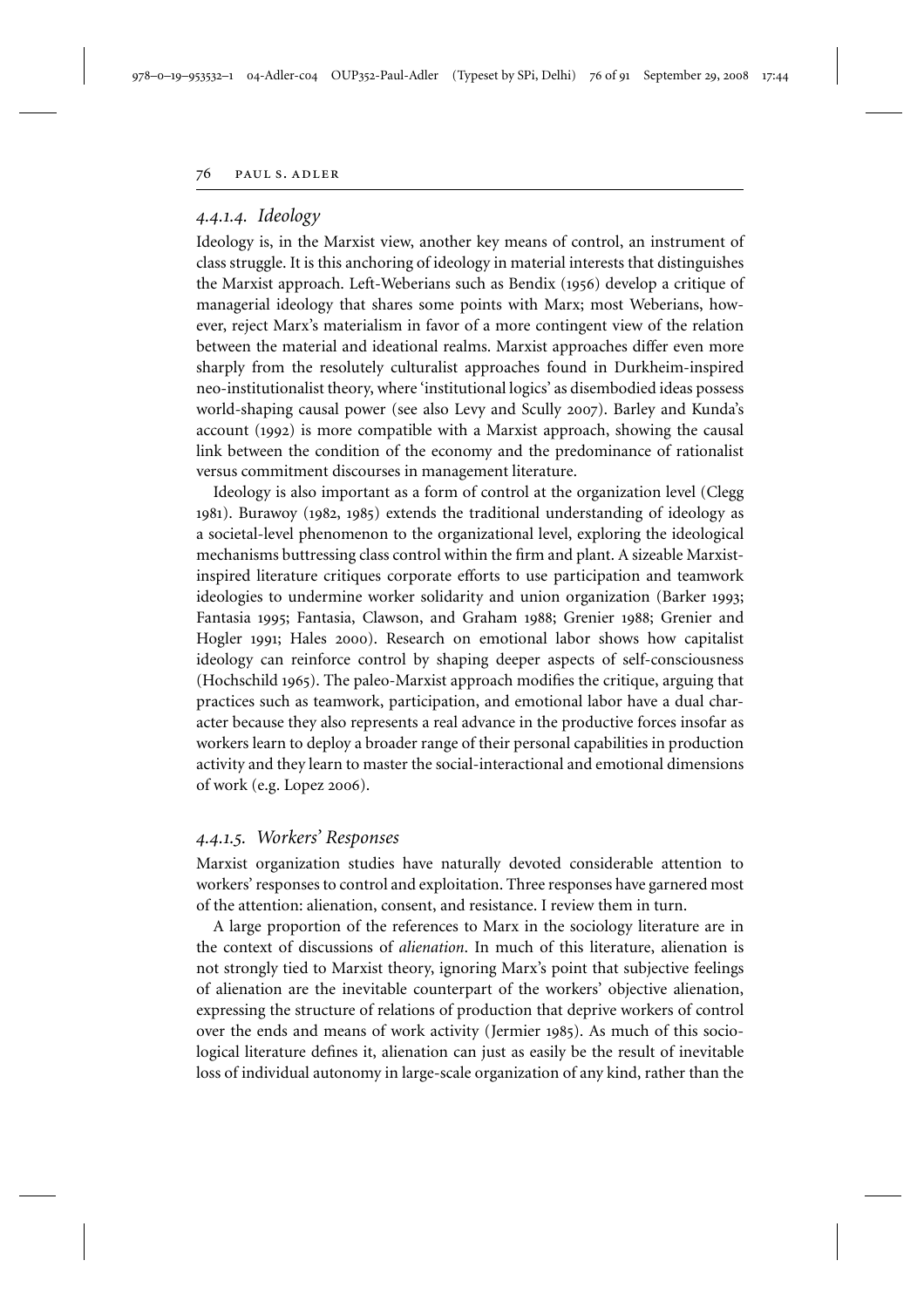### *4.4.1.4. Ideology*

Ideology is, in the Marxist view, another key means of control, an instrument of class struggle. It is this anchoring of ideology in material interests that distinguishes the Marxist approach. Left-Weberians such as Bendix (1956) develop a critique of managerial ideology that shares some points with Marx; most Weberians, however, reject Marx's materialism in favor of a more contingent view of the relation between the material and ideational realms. Marxist approaches differ even more sharply from the resolutely culturalist approaches found in Durkheim-inspired neo-institutionalist theory, where 'institutional logics' as disembodied ideas possess world-shaping causal power (see also Levy and Scully 2007). Barley and Kunda's account (1992) is more compatible with a Marxist approach, showing the causal link between the condition of the economy and the predominance of rationalist versus commitment discourses in management literature.

Ideology is also important as a form of control at the organization level (Clegg 1981). Burawoy (1982, 1985) extends the traditional understanding of ideology as a societal-level phenomenon to the organizational level, exploring the ideological mechanisms buttressing class control within the firm and plant. A sizeable Marxist-inspired literature critiques corporate efforts to use participation and teamwork ideologies to undermine worker solidarity and union organization (Barker 1993; Fantasia 1995; Fantasia, Clawson, and Graham 1988; Grenier 1988; Grenier and Hogler 1991; Hales 2000). Research on emotional labor shows how capitalist ideology can reinforce control by shaping deeper aspects of self-consciousness (Hochschild 1965). The paleo-Marxist approach modifies the critique, arguing that practices such as teamwork, participation, and emotional labor have a dual character because they also represents a real advance in the productive forces insofar as workers learn to deploy a broader range of their personal capabilities in production activity and they learn to master the social-interactional and emotional dimensions of work (e.g. Lopez 2006).

### *4.4.1.5. Workers' Responses*

Marxist organization studies have naturally devoted considerable attention to workers' responses to control and exploitation. Three responses have garnered most of the attention: alienation, consent, and resistance. I review them in turn.

A large proportion of the references to Marx in the sociology literature are in the context of discussions of *alienation*. In much of this literature, alienation is not strongly tied to Marxist theory, ignoring Marx's point that subjective feelings of alienation are the inevitable counterpart of the workers' objective alienation, expressing the structure of relations of production that deprive workers of control over the ends and means of work activity (Jermier 1985). As much of this sociological literature defines it, alienation can just as easily be the result of inevitable loss of individual autonomy in large-scale organization of any kind, rather than the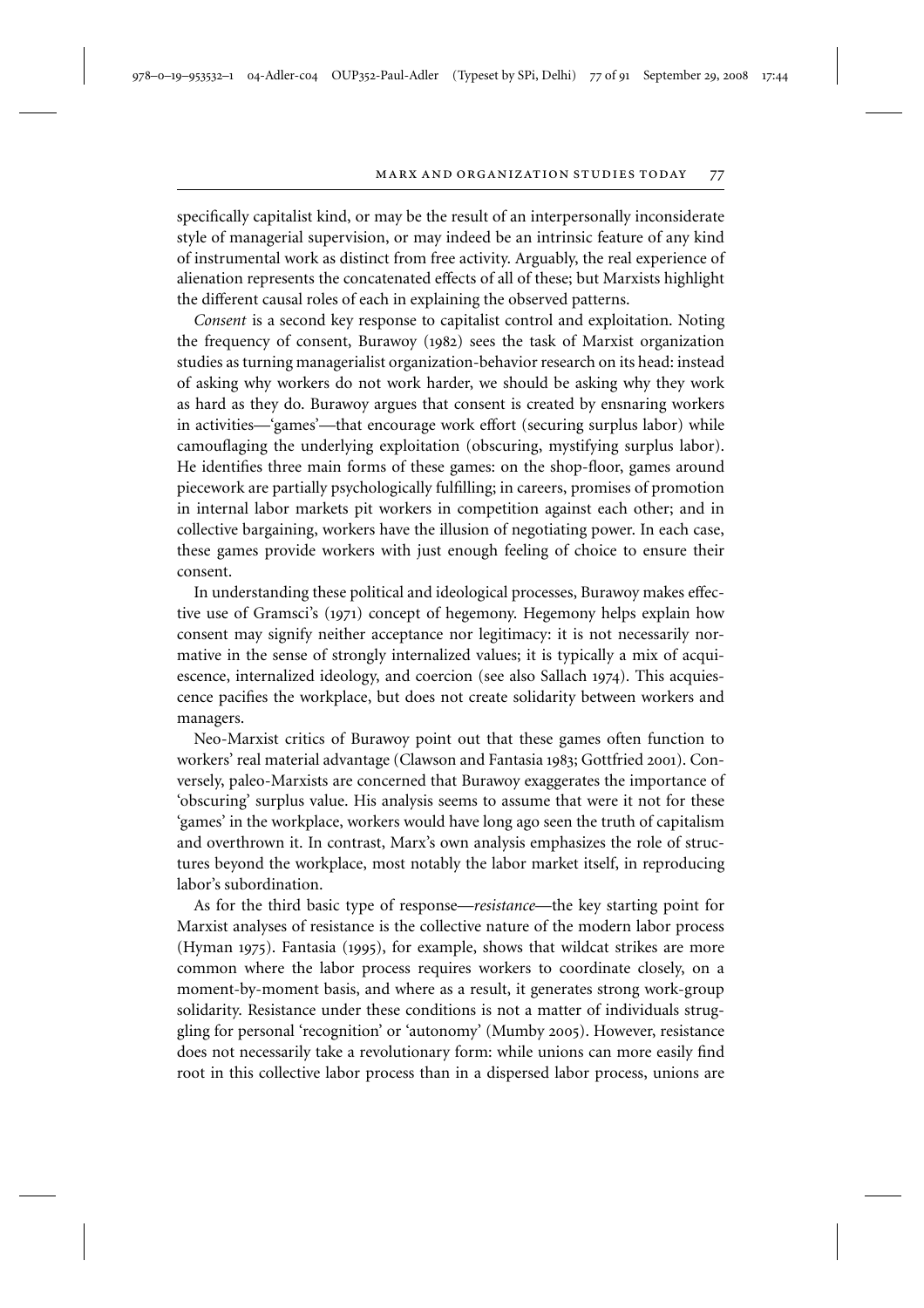specifically capitalist kind, or may be the result of an interpersonally inconsiderate style of managerial supervision, or may indeed be an intrinsic feature of any kind of instrumental work as distinct from free activity. Arguably, the real experience of alienation represents the concatenated effects of all of these; but Marxists highlight the different causal roles of each in explaining the observed patterns.

*Consent* is a second key response to capitalist control and exploitation. Noting the frequency of consent, Burawoy (1982) sees the task of Marxist organization studies as turning managerialist organization-behavior research on its head: instead of asking why workers do not work harder, we should be asking why they work as hard as they do. Burawoy argues that consent is created by ensnaring workers in activities—'games'—that encourage work effort (securing surplus labor) while camouflaging the underlying exploitation (obscuring, mystifying surplus labor). He identifies three main forms of these games: on the shop-floor, games around piecework are partially psychologically fulfilling; in careers, promises of promotion in internal labor markets pit workers in competition against each other; and in collective bargaining, workers have the illusion of negotiating power. In each case, these games provide workers with just enough feeling of choice to ensure their consent.

In understanding these political and ideological processes, Burawoy makes effective use of Gramsci's (1971) concept of hegemony. Hegemony helps explain how consent may signify neither acceptance nor legitimacy: it is not necessarily normative in the sense of strongly internalized values; it is typically a mix of acquiescence, internalized ideology, and coercion (see also Sallach 1974). This acquiescence pacifies the workplace, but does not create solidarity between workers and managers.

Neo-Marxist critics of Burawoy point out that these games often function to workers' real material advantage (Clawson and Fantasia 1983; Gottfried 2001). Conversely, paleo-Marxists are concerned that Burawoy exaggerates the importance of 'obscuring' surplus value. His analysis seems to assume that were it not for these 'games' in the workplace, workers would have long ago seen the truth of capitalism and overthrown it. In contrast, Marx's own analysis emphasizes the role of structures beyond the workplace, most notably the labor market itself, in reproducing labor's subordination.

As for the third basic type of response—*resistance*—the key starting point for Marxist analyses of resistance is the collective nature of the modern labor process (Hyman 1975). Fantasia (1995), for example, shows that wildcat strikes are more common where the labor process requires workers to coordinate closely, on a moment-by-moment basis, and where as a result, it generates strong work-group solidarity. Resistance under these conditions is not a matter of individuals struggling for personal 'recognition' or 'autonomy' (Mumby 2005). However, resistance does not necessarily take a revolutionary form: while unions can more easily find root in this collective labor process than in a dispersed labor process, unions are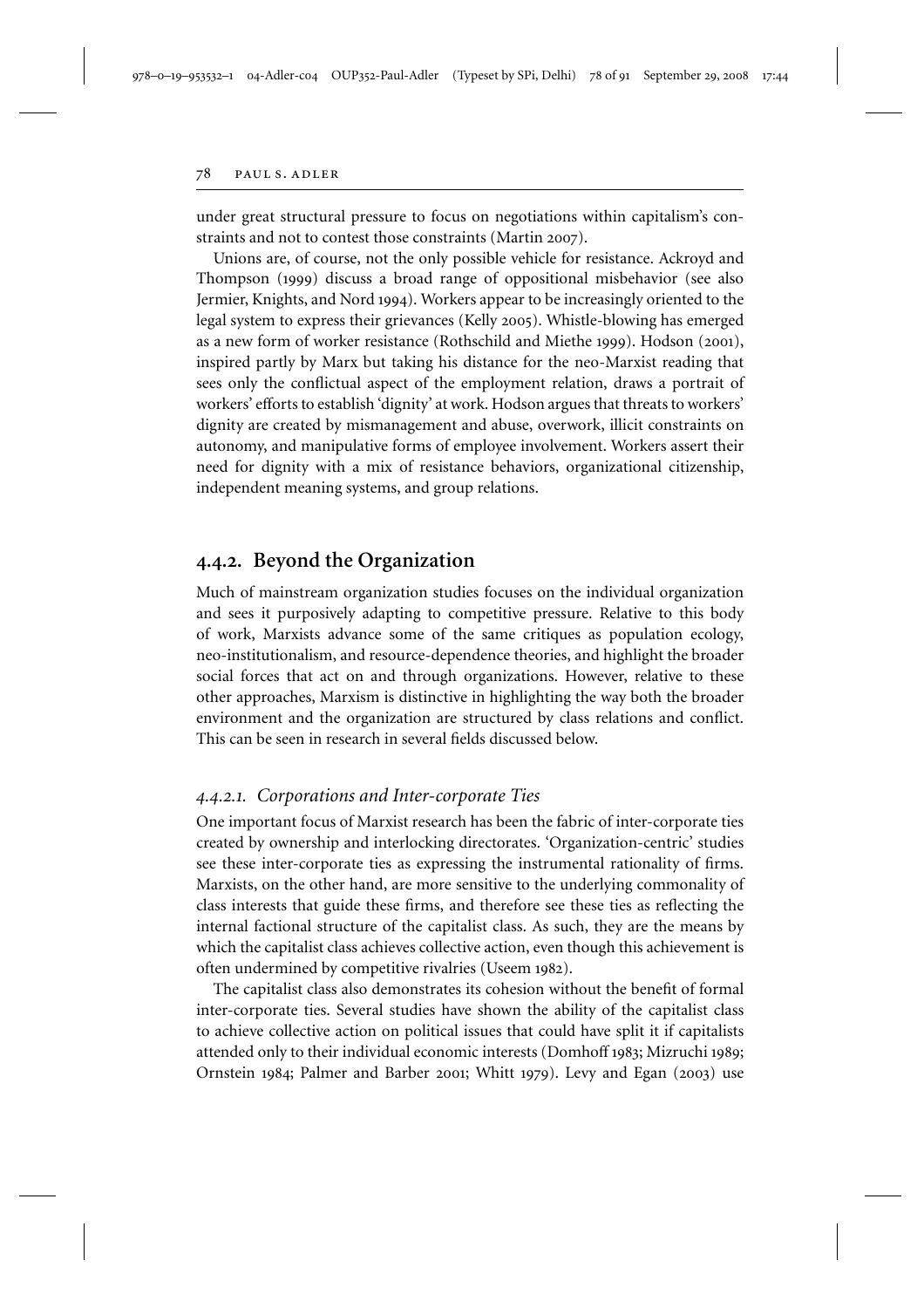under great structural pressure to focus on negotiations within capitalism's constraints and not to contest those constraints (Martin 2007).

Unions are, of course, not the only possible vehicle for resistance. Ackroyd and Thompson (1999) discuss a broad range of oppositional misbehavior (see also Jermier, Knights, and Nord 1994). Workers appear to be increasingly oriented to the legal system to express their grievances (Kelly 2005). Whistle-blowing has emerged as a new form of worker resistance (Rothschild and Miethe 1999). Hodson (2001), inspired partly by Marx but taking his distance for the neo-Marxist reading that sees only the conflictual aspect of the employment relation, draws a portrait of workers' efforts to establish 'dignity' at work. Hodson argues that threats to workers' dignity are created by mismanagement and abuse, overwork, illicit constraints on autonomy, and manipulative forms of employee involvement. Workers assert their need for dignity with a mix of resistance behaviors, organizational citizenship, independent meaning systems, and group relations.

## 4.4.2. Beyond the Organization

Much of mainstream organization studies focuses on the individual organization and sees it purposively adapting to competitive pressure. Relative to this body of work, Marxists advance some of the same critiques as population ecology, neo-institutionalism, and resource-dependence theories, and highlight the broader social forces that act on and through organizations. However, relative to these other approaches, Marxism is distinctive in highlighting the way both the broader environment and the organization are structured by class relations and conflict. This can be seen in research in several fields discussed below.

### *4.4.2.1. Corporations and Inter-corporate Ties*

One important focus of Marxist research has been the fabric of inter-corporate ties created by ownership and interlocking directorates. 'Organization-centric' studies see these inter-corporate ties as expressing the instrumental rationality of firms. Marxists, on the other hand, are more sensitive to the underlying commonality of class interests that guide these firms, and therefore see these ties as reflecting the internal factional structure of the capitalist class. As such, they are the means by which the capitalist class achieves collective action, even though this achievement is often undermined by competitive rivalries (Useem 1982).

The capitalist class also demonstrates its cohesion without the benefit of formal inter-corporate ties. Several studies have shown the ability of the capitalist class to achieve collective action on political issues that could have split it if capitalists attended only to their individual economic interests (Domhoff 1983; Mizruchi 1989; Ornstein 1984; Palmer and Barber 2001; Whitt 1979). Levy and Egan (2003) use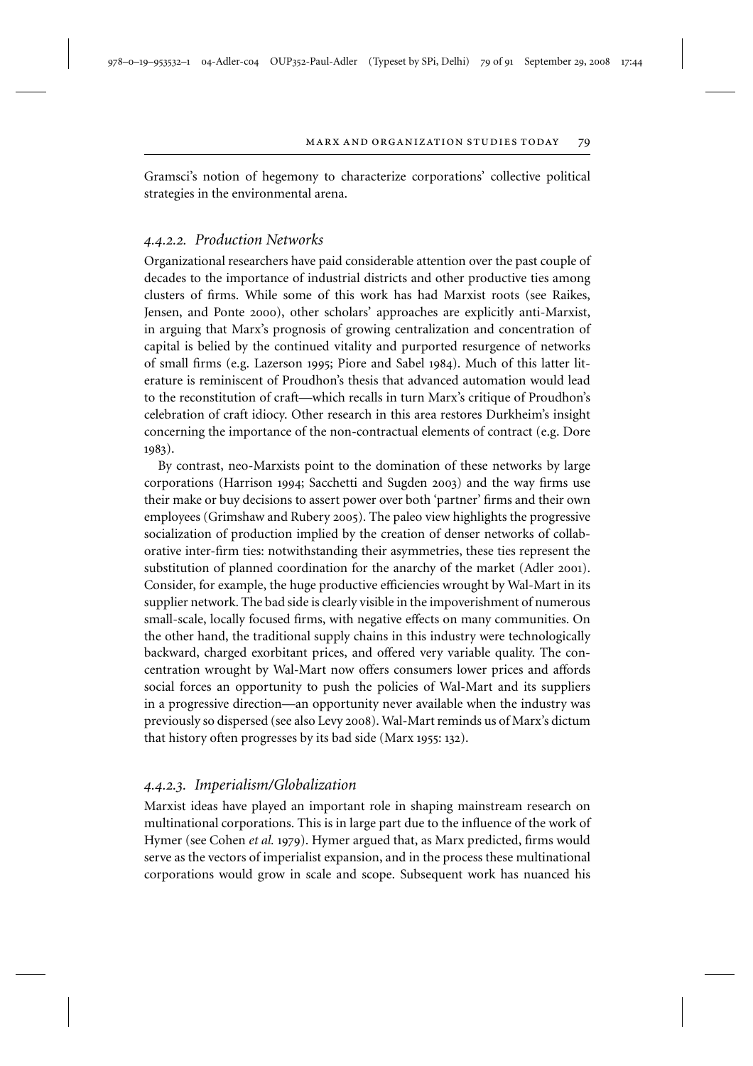Gramsci's notion of hegemony to characterize corporations' collective political strategies in the environmental arena.

#### *4.4.2.2. Production Networks*

Organizational researchers have paid considerable attention over the past couple of decades to the importance of industrial districts and other productive ties among clusters of firms. While some of this work has had Marxist roots (see Raikes, Jensen, and Ponte 2000), other scholars' approaches are explicitly anti-Marxist, in arguing that Marx's prognosis of growing centralization and concentration of capital is belied by the continued vitality and purported resurgence of networks of small firms (e.g. Lazerson 1995; Piore and Sabel 1984). Much of this latter literature is reminiscent of Proudhon's thesis that advanced automation would lead to the reconstitution of craft—which recalls in turn Marx's critique of Proudhon's celebration of craft idiocy. Other research in this area restores Durkheim's insight concerning the importance of the non-contractual elements of contract (e.g. Dore 1983).

By contrast, neo-Marxists point to the domination of these networks by large corporations (Harrison 1994; Sacchetti and Sugden 2003) and the way firms use their make or buy decisions to assert power over both 'partner' firms and their own employees (Grimshaw and Rubery 2005). The paleo view highlights the progressive socialization of production implied by the creation of denser networks of collaborative inter-firm ties: notwithstanding their asymmetries, these ties represent the substitution of planned coordination for the anarchy of the market (Adler 2001). Consider, for example, the huge productive efficiencies wrought by Wal-Mart in its supplier network. The bad side is clearly visible in the impoverishment of numerous small-scale, locally focused firms, with negative effects on many communities. On the other hand, the traditional supply chains in this industry were technologically backward, charged exorbitant prices, and offered very variable quality. The concentration wrought by Wal-Mart now offers consumers lower prices and affords social forces an opportunity to push the policies of Wal-Mart and its suppliers in a progressive direction—an opportunity never available when the industry was previously so dispersed (see also Levy 2008). Wal-Mart reminds us of Marx's dictum that history often progresses by its bad side (Marx 1955: 132).

#### *4.4.2.3. Imperialism/Globalization*

Marxist ideas have played an important role in shaping mainstream research on multinational corporations. This is in large part due to the influence of the work of Hymer (see Cohen *et al.* 1979). Hymer argued that, as Marx predicted, firms would serve as the vectors of imperialist expansion, and in the process these multinational corporations would grow in scale and scope. Subsequent work has nuanced his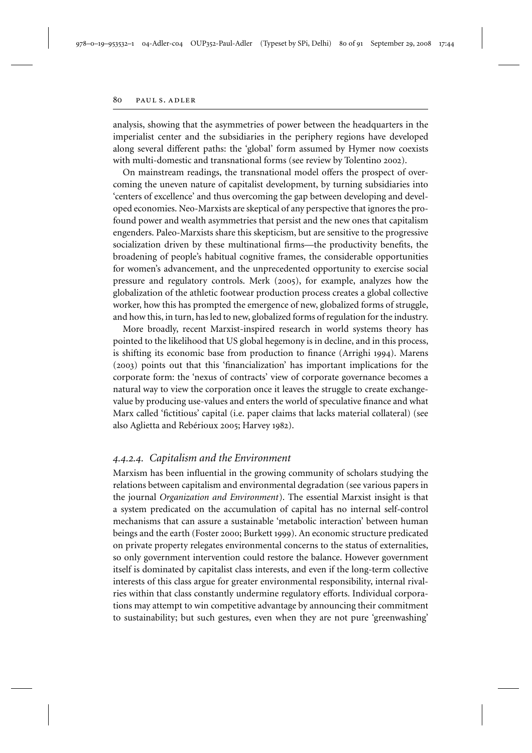analysis, showing that the asymmetries of power between the headquarters in the imperialist center and the subsidiaries in the periphery regions have developed along several different paths: the 'global' form assumed by Hymer now coexists with multi-domestic and transnational forms (see review by Tolentino 2002).

On mainstream readings, the transnational model offers the prospect of overcoming the uneven nature of capitalist development, by turning subsidiaries into 'centers of excellence' and thus overcoming the gap between developing and developed economies. Neo-Marxists are skeptical of any perspective that ignores the profound power and wealth asymmetries that persist and the new ones that capitalism engenders. Paleo-Marxists share this skepticism, but are sensitive to the progressive socialization driven by these multinational firms—the productivity benefits, the broadening of people's habitual cognitive frames, the considerable opportunities for women's advancement, and the unprecedented opportunity to exercise social pressure and regulatory controls. Merk (2005), for example, analyzes how the globalization of the athletic footwear production process creates a global collective worker, how this has prompted the emergence of new, globalized forms of struggle, and how this, in turn, has led to new, globalized forms of regulation for the industry.

More broadly, recent Marxist-inspired research in world systems theory has pointed to the likelihood that US global hegemony is in decline, and in this process, is shifting its economic base from production to finance (Arrighi 1994). Marens (2003) points out that this 'financialization' has important implications for the corporate form: the 'nexus of contracts' view of corporate governance becomes a natural way to view the corporation once it leaves the struggle to create exchange-value by producing use-values and enters the world of speculative finance and what Marx called 'fictitious' capital (i.e. paper claims that lacks material collateral) (see also Aglietta and Rebérioux 2005; Harvey 1982).

#### *4.4.2.4. Capitalism and the Environment*

Marxism has been influential in the growing community of scholars studying the relations between capitalism and environmental degradation (see various papers in the journal *Organization and Environment*). The essential Marxist insight is that a system predicated on the accumulation of capital has no internal self-control mechanisms that can assure a sustainable 'metabolic interaction' between human beings and the earth (Foster 2000; Burkett 1999). An economic structure predicated on private property relegates environmental concerns to the status of externalities, so only government intervention could restore the balance. However government itself is dominated by capitalist class interests, and even if the long-term collective interests of this class argue for greater environmental responsibility, internal rivalries within that class constantly undermine regulatory efforts. Individual corporations may attempt to win competitive advantage by announcing their commitment to sustainability; but such gestures, even when they are not pure 'greenwashing'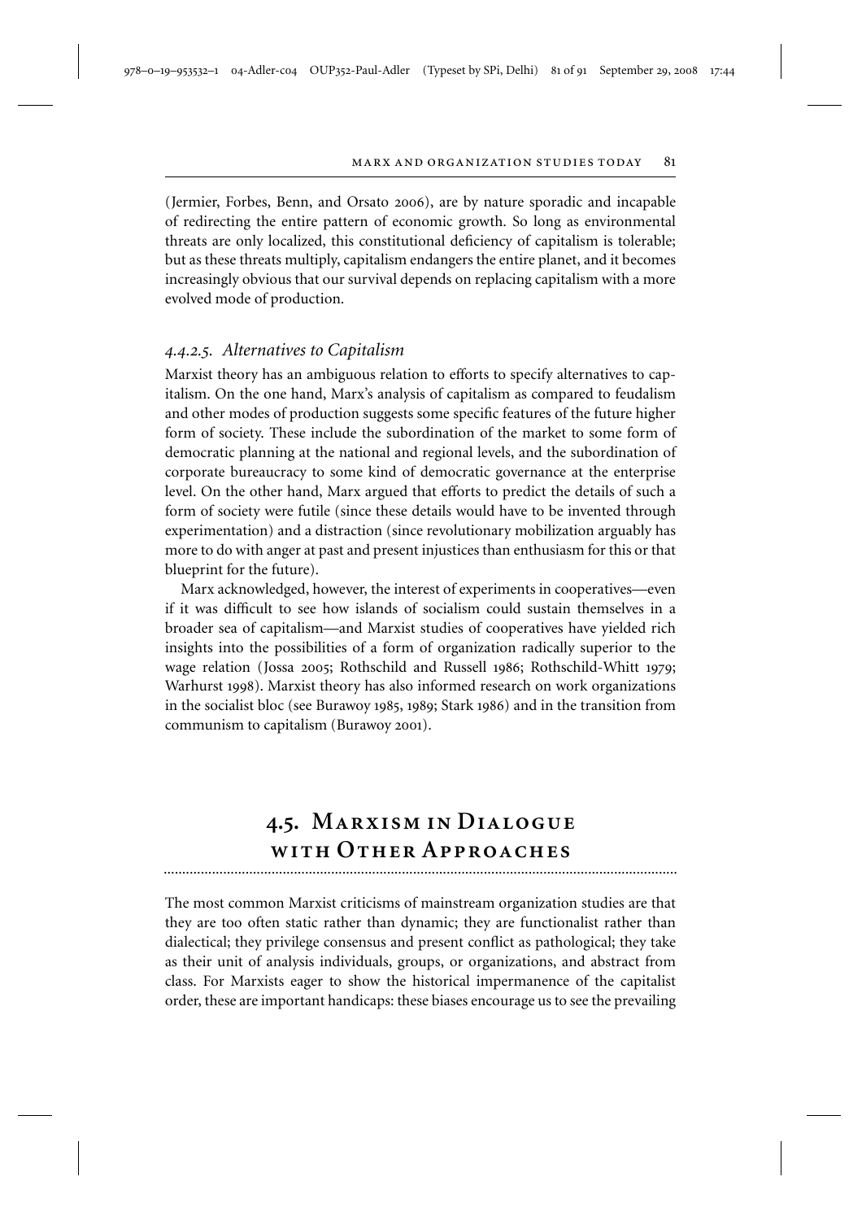(Jermier, Forbes, Benn, and Orsato 2006), are by nature sporadic and incapable of redirecting the entire pattern of economic growth. So long as environmental threats are only localized, this constitutional deficiency of capitalism is tolerable; but as these threats multiply, capitalism endangers the entire planet, and it becomes increasingly obvious that our survival depends on replacing capitalism with a more evolved mode of production.

#### *4.4.2.5. Alternatives to Capitalism*

Marxist theory has an ambiguous relation to efforts to specify alternatives to capitalism. On the one hand, Marx's analysis of capitalism as compared to feudalism and other modes of production suggests some specific features of the future higher form of society. These include the subordination of the market to some form of democratic planning at the national and regional levels, and the subordination of corporate bureaucracy to some kind of democratic governance at the enterprise level. On the other hand, Marx argued that efforts to predict the details of such a form of society were futile (since these details would have to be invented through experimentation) and a distraction (since revolutionary mobilization arguably has more to do with anger at past and present injustices than enthusiasm for this or that blueprint for the future).

Marx acknowledged, however, the interest of experiments in cooperatives—even if it was difficult to see how islands of socialism could sustain themselves in a broader sea of capitalism—and Marxist studies of cooperatives have yielded rich insights into the possibilities of a form of organization radically superior to the wage relation (Jossa 2005; Rothschild and Russell 1986; Rothschild-Whitt 1979; Warhurst 1998). Marxist theory has also informed research on work organizations in the socialist bloc (see Burawoy 1985, 1989; Stark 1986) and in the transition from communism to capitalism (Burawoy 2001).

## 4.5. Marxism in Dialogue with Other Approaches

The most common Marxist criticisms of mainstream organization studies are that they are too often static rather than dynamic; they are functionalist rather than dialectical; they privilege consensus and present conflict as pathological; they take as their unit of analysis individuals, groups, or organizations, and abstract from class. For Marxists eager to show the historical impermanence of the capitalist order, these are important handicaps: these biases encourage us to see the prevailing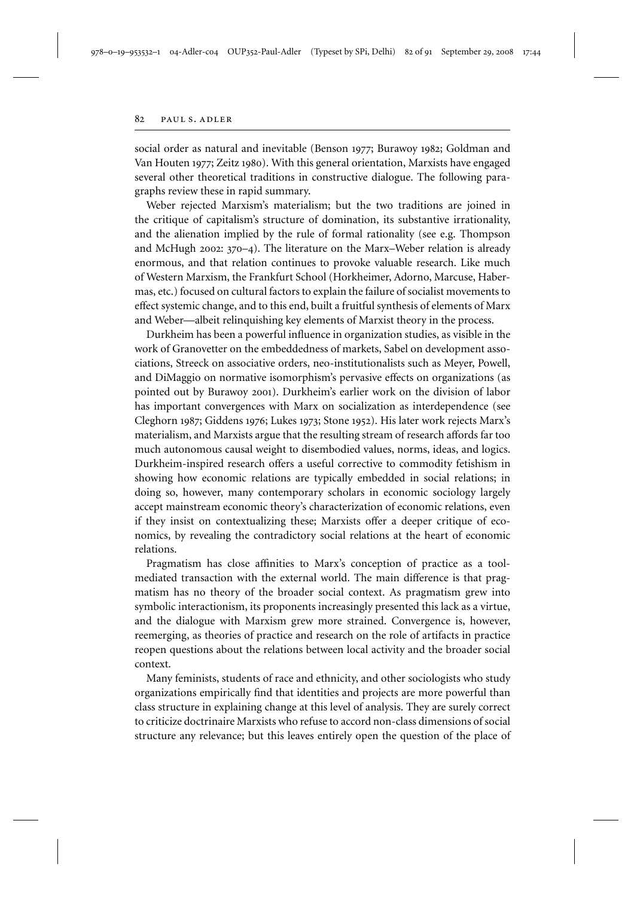social order as natural and inevitable (Benson 1977; Burawoy 1982; Goldman and Van Houten 1977; Zeitz 1980). With this general orientation, Marxists have engaged several other theoretical traditions in constructive dialogue. The following paragraphs review these in rapid summary.

Weber rejected Marxism's materialism; but the two traditions are joined in the critique of capitalism's structure of domination, its substantive irrationality, and the alienation implied by the rule of formal rationality (see e.g. Thompson and McHugh 2002: 370–4). The literature on the Marx–Weber relation is already enormous, and that relation continues to provoke valuable research. Like much of Western Marxism, the Frankfurt School (Horkheimer, Adorno, Marcuse, Habermas, etc.) focused on cultural factors to explain the failure of socialist movements to effect systemic change, and to this end, built a fruitful synthesis of elements of Marx and Weber—albeit relinquishing key elements of Marxist theory in the process.

Durkheim has been a powerful influence in organization studies, as visible in the work of Granovetter on the embeddedness of markets, Sabel on development associations, Streeck on associative orders, neo-institutionalists such as Meyer, Powell, and DiMaggio on normative isomorphism's pervasive effects on organizations (as pointed out by Burawoy 2001). Durkheim's earlier work on the division of labor has important convergences with Marx on socialization as interdependence (see Cleghorn 1987; Giddens 1976; Lukes 1973; Stone 1952). His later work rejects Marx's materialism, and Marxists argue that the resulting stream of research affords far too much autonomous causal weight to disembodied values, norms, ideas, and logics. Durkheim-inspired research offers a useful corrective to commodity fetishism in showing how economic relations are typically embedded in social relations; in doing so, however, many contemporary scholars in economic sociology largely accept mainstream economic theory's characterization of economic relations, even if they insist on contextualizing these; Marxists offer a deeper critique of economics, by revealing the contradictory social relations at the heart of economic relations.

Pragmatism has close affinities to Marx's conception of practice as a tool-mediated transaction with the external world. The main difference is that pragmatism has no theory of the broader social context. As pragmatism grew into symbolic interactionism, its proponents increasingly presented this lack as a virtue, and the dialogue with Marxism grew more strained. Convergence is, however, reemerging, as theories of practice and research on the role of artifacts in practice reopen questions about the relations between local activity and the broader social context.

Many feminists, students of race and ethnicity, and other sociologists who study organizations empirically find that identities and projects are more powerful than class structure in explaining change at this level of analysis. They are surely correct to criticize doctrinaire Marxists who refuse to accord non-class dimensions of social structure any relevance; but this leaves entirely open the question of the place of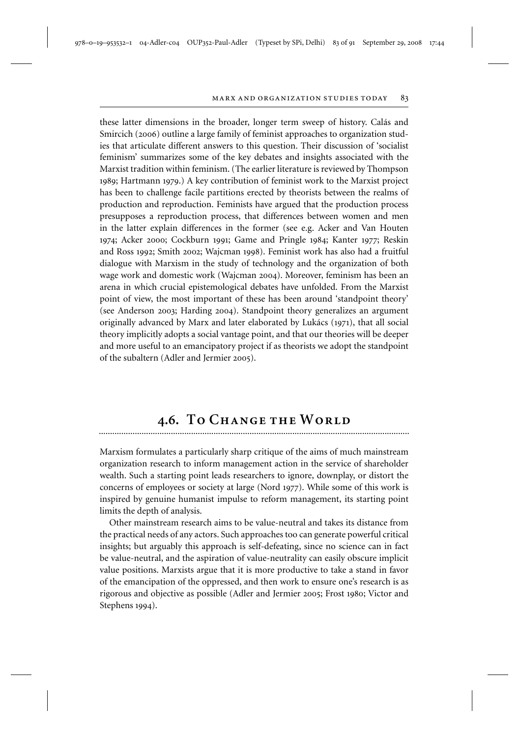these latter dimensions in the broader, longer term sweep of history. Calás and Smircich (2006) outline a large family of feminist approaches to organization studies that articulate different answers to this question. Their discussion of 'socialist feminism' summarizes some of the key debates and insights associated with the Marxist tradition within feminism. (The earlier literature is reviewed by Thompson 1989; Hartmann 1979.) A key contribution of feminist work to the Marxist project has been to challenge facile partitions erected by theorists between the realms of production and reproduction. Feminists have argued that the production process presupposes a reproduction process, that differences between women and men in the latter explain differences in the former (see e.g. Acker and Van Houten 1974; Acker 2000; Cockburn 1991; Game and Pringle 1984; Kanter 1977; Reskin and Ross 1992; Smith 2002; Wajcman 1998). Feminist work has also had a fruitful dialogue with Marxism in the study of technology and the organization of both wage work and domestic work (Wajcman 2004). Moreover, feminism has been an arena in which crucial epistemological debates have unfolded. From the Marxist point of view, the most important of these has been around 'standpoint theory' (see Anderson 2003; Harding 2004). Standpoint theory generalizes an argument originally advanced by Marx and later elaborated by Lukács (1971), that all social theory implicitly adopts a social vantage point, and that our theories will be deeper and more useful to an emancipatory project if as theorists we adopt the standpoint of the subaltern (Adler and Jermier 2005).

## 4.6. To Change the World

Marxism formulates a particularly sharp critique of the aims of much mainstream organization research to inform management action in the service of shareholder wealth. Such a starting point leads researchers to ignore, downplay, or distort the concerns of employees or society at large (Nord 1977). While some of this work is inspired by genuine humanist impulse to reform management, its starting point limits the depth of analysis.

Other mainstream research aims to be value-neutral and takes its distance from the practical needs of any actors. Such approaches too can generate powerful critical insights; but arguably this approach is self-defeating, since no science can in fact be value-neutral, and the aspiration of value-neutrality can easily obscure implicit value positions. Marxists argue that it is more productive to take a stand in favor of the emancipation of the oppressed, and then work to ensure one's research is as rigorous and objective as possible (Adler and Jermier 2005; Frost 1980; Victor and Stephens 1994).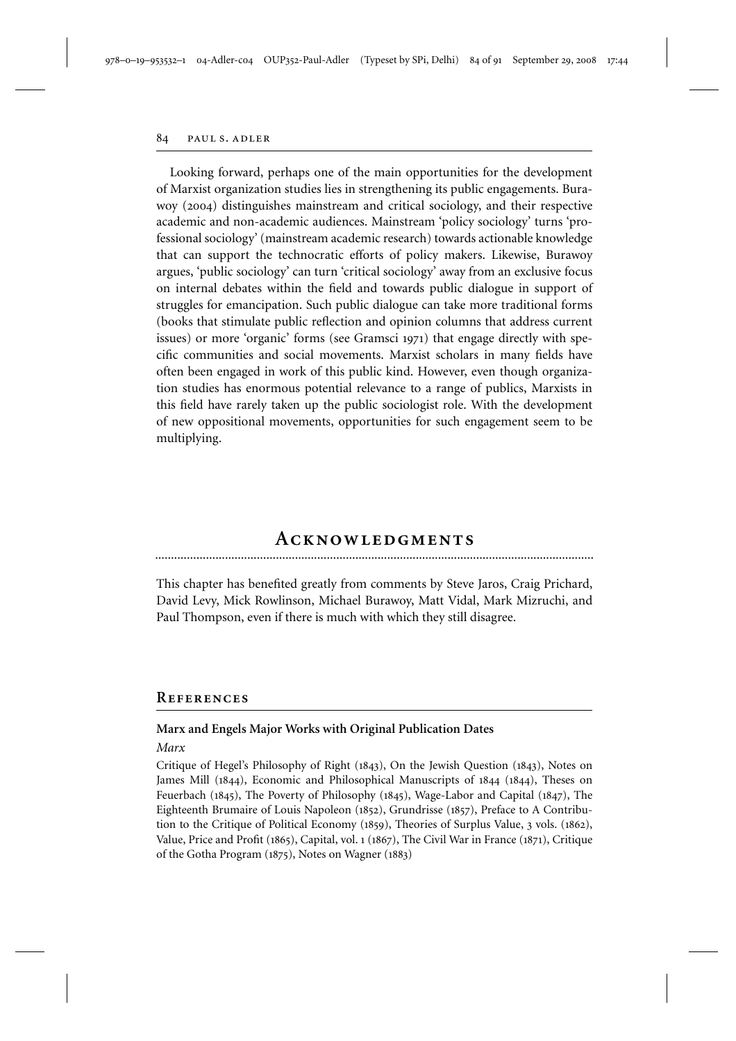Looking forward, perhaps one of the main opportunities for the development of Marxist organization studies lies in strengthening its public engagements. Burawoy (2004) distinguishes mainstream and critical sociology, and their respective academic and non-academic audiences. Mainstream 'policy sociology' turns 'professional sociology' (mainstream academic research) towards actionable knowledge that can support the technocratic efforts of policy makers. Likewise, Burawoy argues, 'public sociology' can turn 'critical sociology' away from an exclusive focus on internal debates within the field and towards public dialogue in support of struggles for emancipation. Such public dialogue can take more traditional forms (books that stimulate public reflection and opinion columns that address current issues) or more 'organic' forms (see Gramsci 1971) that engage directly with specific communities and social movements. Marxist scholars in many fields have often been engaged in work of this public kind. However, even though organization studies has enormous potential relevance to a range of publics, Marxists in this field have rarely taken up the public sociologist role. With the development of new oppositional movements, opportunities for such engagement seem to be multiplying.

## Acknowledgments

This chapter has benefited greatly from comments by Steve Jaros, Craig Prichard, David Levy, Mick Rowlinson, Michael Burawoy, Matt Vidal, Mark Mizruchi, and Paul Thompson, even if there is much with which they still disagree.

## References

### Marx and Engels Major Works with Original Publication Dates

*Marx*

Critique of Hegel's Philosophy of Right (1843), On the Jewish Question (1843), Notes on James Mill (1844), Economic and Philosophical Manuscripts of 1844 (1844), Theses on Feuerbach (1845), The Poverty of Philosophy (1845), Wage-Labor and Capital (1847), The Eighteenth Brumaire of Louis Napoleon (1852), Grundrisse (1857), Preface to A Contribution to the Critique of Political Economy (1859), Theories of Surplus Value, 3 vols. (1862), Value, Price and Profit (1865), Capital, vol. 1 (1867), The Civil War in France (1871), Critique of the Gotha Program (1875), Notes on Wagner (1883)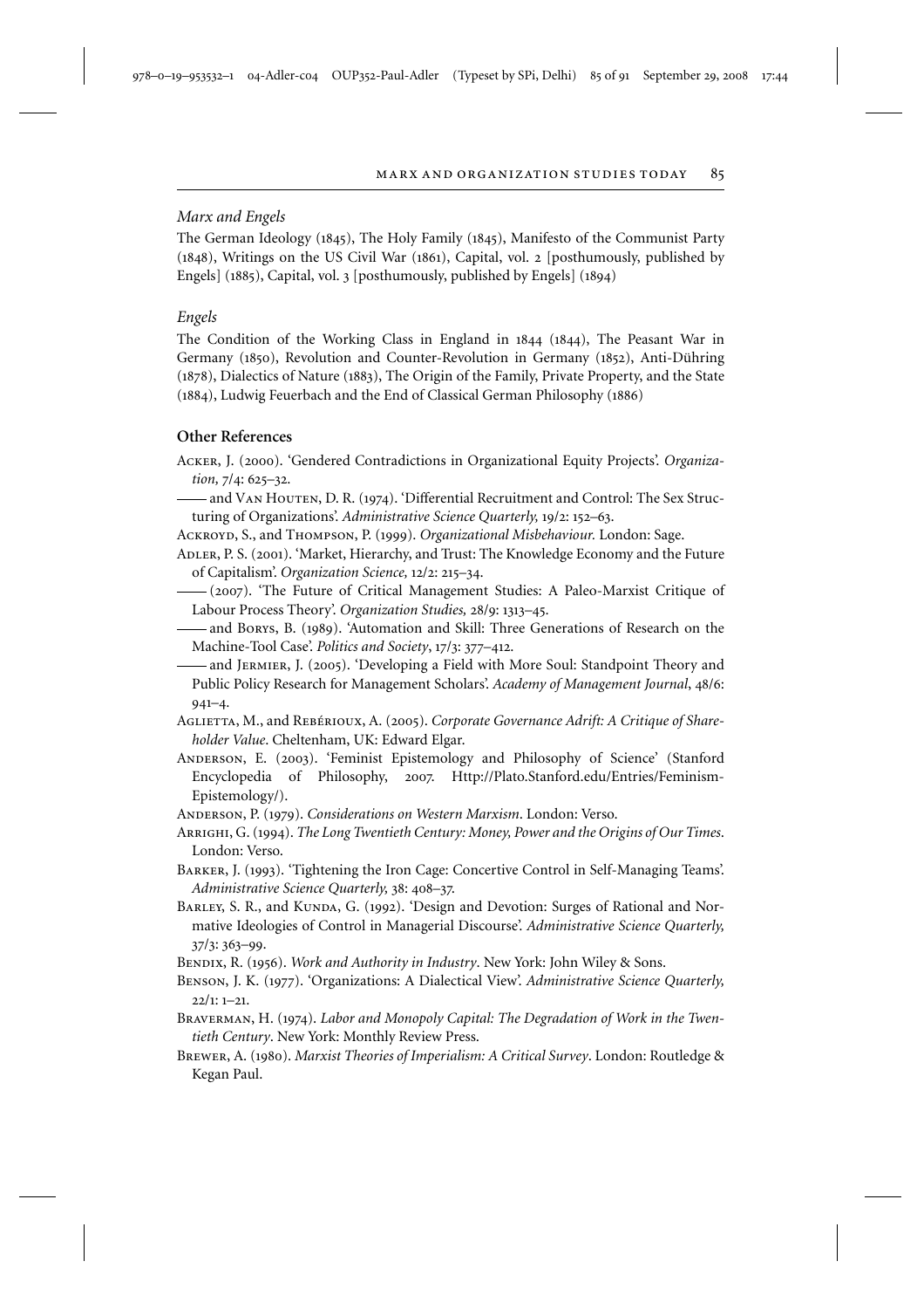### *Marx and Engels*

The German Ideology (1845), The Holy Family (1845), Manifesto of the Communist Party (1848), Writings on the US Civil War (1861), Capital, vol. 2 [posthumously, published by Engels] (1885), Capital, vol. 3 [posthumously, published by Engels] (1894)

### *Engels*

The Condition of the Working Class in England in 1844 (1844), The Peasant War in Germany (1850), Revolution and Counter-Revolution in Germany (1852), Anti-Dühring (1878), Dialectics of Nature (1883), The Origin of the Family, Private Property, and the State (1884), Ludwig Feuerbach and the End of Classical German Philosophy (1886)

## Other References

Acker, J. (2000). 'Gendered Contradictions in Organizational Equity Projects'. *Organization,* 7/4: 625–32.

—— and Van Houten, D. R. (1974). 'Differential Recruitment and Control: The Sex Structuring of Organizations'. *Administrative Science Quarterly,* 19/2: 152–63.

Ackroyd, S., and Thompson, P. (1999). *Organizational Misbehaviour.* London: Sage.

Adler, P. S. (2001). 'Market, Hierarchy, and Trust: The Knowledge Economy and the Future of Capitalism'. *Organization Science,* 12/2: 215–34.

—— (2007). 'The Future of Critical Management Studies: A Paleo-Marxist Critique of Labour Process Theory'. *Organization Studies,* 28/9: 1313–45.

—— and Borys, B. (1989). 'Automation and Skill: Three Generations of Research on the Machine-Tool Case'. *Politics and Society*, 17/3: 377–412.

—— and Jermier, J. (2005). 'Developing a Field with More Soul: Standpoint Theory and Public Policy Research for Management Scholars'. *Academy of Management Journal*, 48/6: 941–4.

Aglietta, M., and Rebérioux, A. (2005). *Corporate Governance Adrift: A Critique of Shareholder Value*. Cheltenham, UK: Edward Elgar.

Anderson, E. (2003). 'Feminist Epistemology and Philosophy of Science' (Stanford Encyclopedia of Philosophy, 2007. Http://Plato.Stanford.edu/Entries/Feminism-Epistemology/).

Anderson, P. (1979). *Considerations on Western Marxism*. London: Verso.

Arrighi, G. (1994). *The Long Twentieth Century: Money, Power and the Origins of Our Times*. London: Verso.

Barker, J. (1993). 'Tightening the Iron Cage: Concertive Control in Self-Managing Teams'. *Administrative Science Quarterly,* 38: 408–37.

Barley, S. R., and Kunda, G. (1992). 'Design and Devotion: Surges of Rational and Normative Ideologies of Control in Managerial Discourse'. *Administrative Science Quarterly,* 37/3: 363–99.

Bendix, R. (1956). *Work and Authority in Industry*. New York: John Wiley & Sons.

Benson, J. K. (1977). 'Organizations: A Dialectical View'. *Administrative Science Quarterly,* 22/1: 1–21.

Braverman, H. (1974). *Labor and Monopoly Capital: The Degradation of Work in the Twentieth Century*. New York: Monthly Review Press.

Brewer, A. (1980). *Marxist Theories of Imperialism: A Critical Survey*. London: Routledge & Kegan Paul.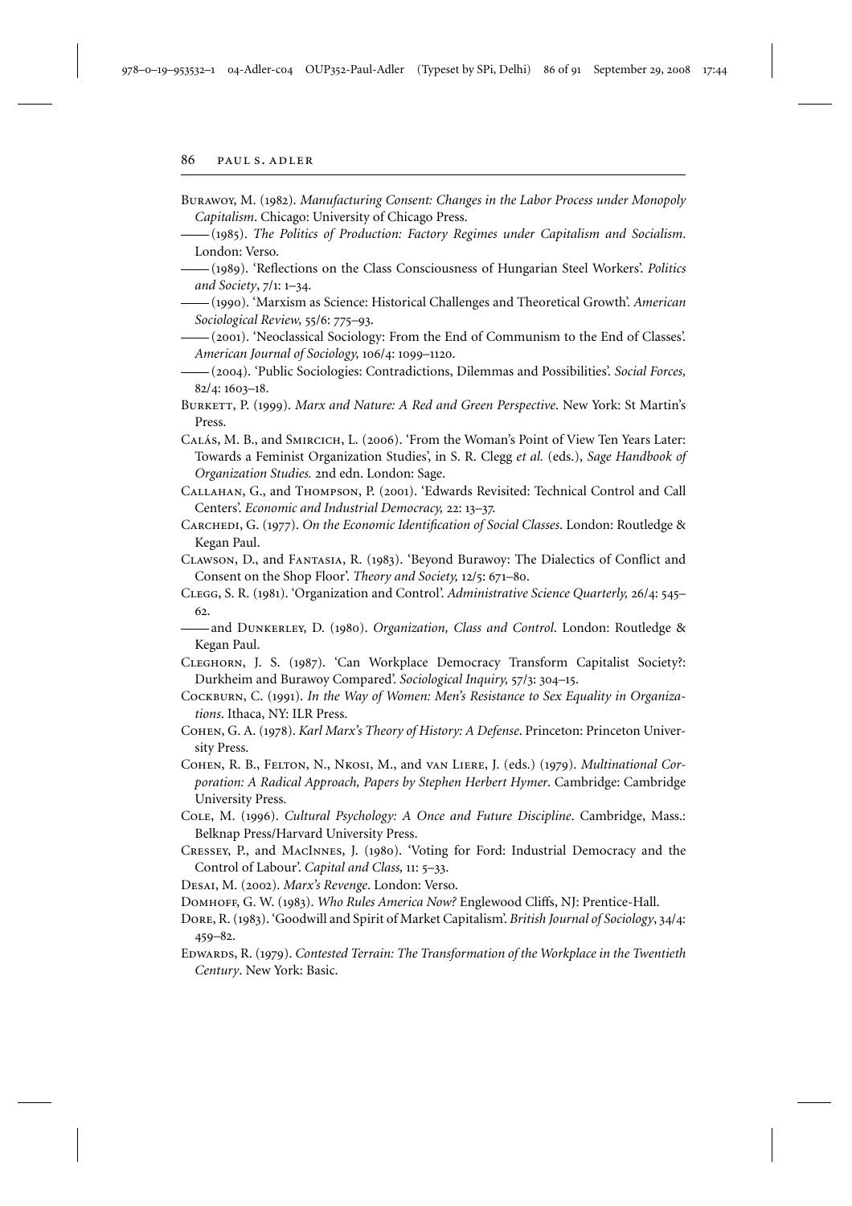Burawoy, M. (1982). *Manufacturing Consent: Changes in the Labor Process under Monopoly Capitalism*. Chicago: University of Chicago Press.

—— (1985). *The Politics of Production: Factory Regimes under Capitalism and Socialism*. London: Verso.

—— (1989). 'Reflections on the Class Consciousness of Hungarian Steel Workers'. *Politics and Society*, 7/1: 1–34.

—— (1990). 'Marxism as Science: Historical Challenges and Theoretical Growth'. *American Sociological Review,* 55/6: 775–93.

—— (2001). 'Neoclassical Sociology: From the End of Communism to the End of Classes'. *American Journal of Sociology,* 106/4: 1099–1120.

—— (2004). 'Public Sociologies: Contradictions, Dilemmas and Possibilities'. *Social Forces,* 82/4: 1603–18.

Burkett, P. (1999). *Marx and Nature: A Red and Green Perspective*. New York: St Martin's Press.

Calás, M. B., and Smircich, L. (2006). 'From the Woman's Point of View Ten Years Later: Towards a Feminist Organization Studies', in S. R. Clegg *et al.* (eds.), *Sage Handbook of Organization Studies.* 2nd edn. London: Sage.

Callahan, G., and Thompson, P. (2001). 'Edwards Revisited: Technical Control and Call Centers'. *Economic and Industrial Democracy,* 22: 13–37.

Carchedi, G. (1977). *On the Economic Identification of Social Classes*. London: Routledge & Kegan Paul.

Clawson, D., and Fantasia, R. (1983). 'Beyond Burawoy: The Dialectics of Conflict and Consent on the Shop Floor'. *Theory and Society,* 12/5: 671–80.

Clegg, S. R. (1981). 'Organization and Control'. *Administrative Science Quarterly,* 26/4: 545–62.

—— and Dunkerley, D. (1980). *Organization, Class and Control*. London: Routledge & Kegan Paul.

Cleghorn, J. S. (1987). 'Can Workplace Democracy Transform Capitalist Society?: Durkheim and Burawoy Compared'. *Sociological Inquiry,* 57/3: 304–15.

Cockburn, C. (1991). *In the Way of Women: Men's Resistance to Sex Equality in Organizations*. Ithaca, NY: ILR Press.

Cohen, G. A. (1978). *Karl Marx's Theory of History: A Defense*. Princeton: Princeton University Press.

Cohen, R. B., Felton, N., Nkosi, M., and van Liere, J. (eds.) (1979). *Multinational Corporation: A Radical Approach, Papers by Stephen Herbert Hymer*. Cambridge: Cambridge University Press.

Cole, M. (1996). *Cultural Psychology: A Once and Future Discipline*. Cambridge, Mass.: Belknap Press/Harvard University Press.

Cressey, P., and MacInnes, J. (1980). 'Voting for Ford: Industrial Democracy and the Control of Labour'. *Capital and Class,* 11: 5–33.

Desai, M. (2002). *Marx's Revenge*. London: Verso.

Domhoff, G. W. (1983). *Who Rules America Now?* Englewood Cliffs, NJ: Prentice-Hall.

Dore, R. (1983). 'Goodwill and Spirit of Market Capitalism'. *British Journal of Sociology*, 34/4: 459–82.

Edwards, R. (1979). *Contested Terrain: The Transformation of the Workplace in the Twentieth Century*. New York: Basic.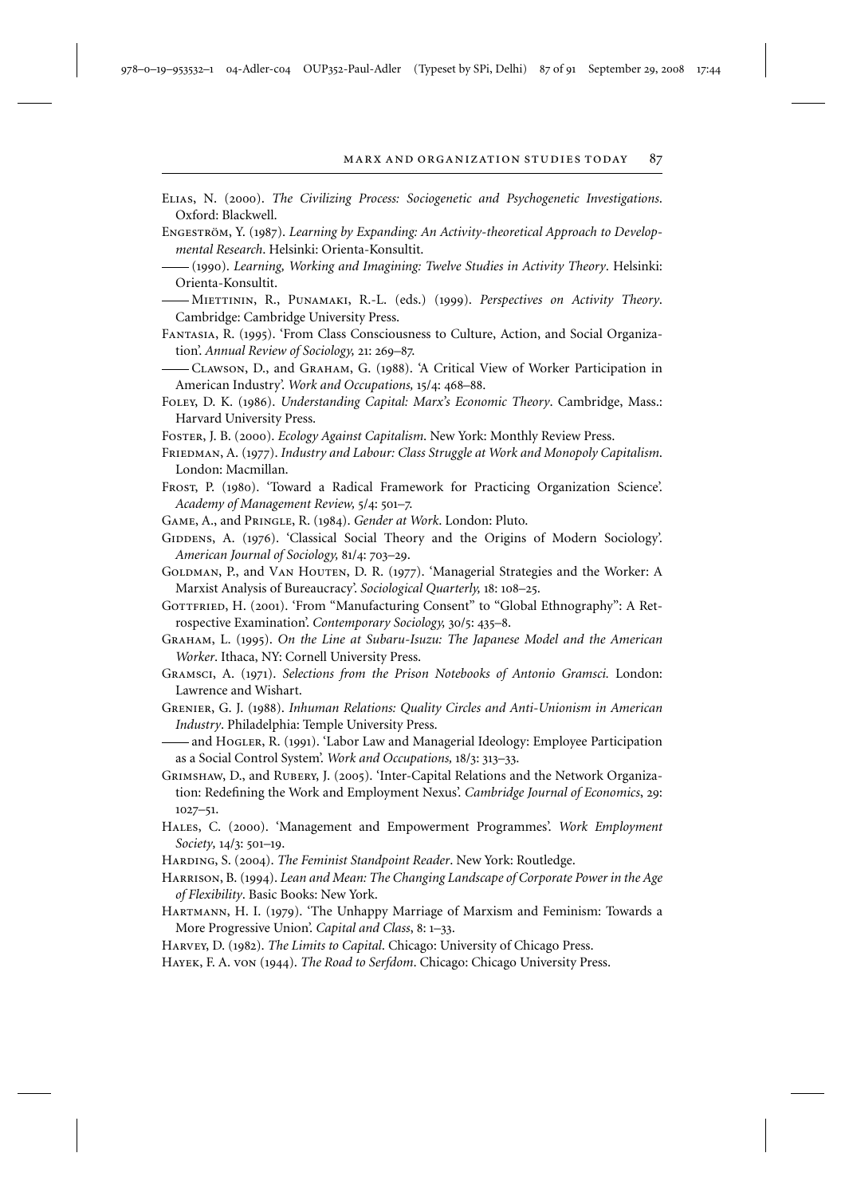Elias, N. (2000). *The Civilizing Process: Sociogenetic and Psychogenetic Investigations*. Oxford: Blackwell.

Engeström, Y. (1987). *Learning by Expanding: An Activity-theoretical Approach to Developmental Research*. Helsinki: Orienta-Konsultit.

—— (1990). *Learning, Working and Imagining: Twelve Studies in Activity Theory*. Helsinki: Orienta-Konsultit.

—— Miettinin, R., Punamaki, R.-L. (eds.) (1999). *Perspectives on Activity Theory*. Cambridge: Cambridge University Press.

Fantasia, R. (1995). 'From Class Consciousness to Culture, Action, and Social Organization'. *Annual Review of Sociology,* 21: 269–87.

—— Clawson, D., and Graham, G. (1988). 'A Critical View of Worker Participation in American Industry'. *Work and Occupations,* 15/4: 468–88.

Foley, D. K. (1986). *Understanding Capital: Marx's Economic Theory*. Cambridge, Mass.: Harvard University Press.

Foster, J. B. (2000). *Ecology Against Capitalism*. New York: Monthly Review Press.

Friedman, A. (1977). *Industry and Labour: Class Struggle at Work and Monopoly Capitalism*. London: Macmillan.

Frost, P. (1980). 'Toward a Radical Framework for Practicing Organization Science'. *Academy of Management Review,* 5/4: 501–7.

Game, A., and Pringle, R. (1984). *Gender at Work*. London: Pluto.

Giddens, A. (1976). 'Classical Social Theory and the Origins of Modern Sociology'. *American Journal of Sociology,* 81/4: 703–29.

Goldman, P., and Van Houten, D. R. (1977). 'Managerial Strategies and the Worker: A Marxist Analysis of Bureaucracy'. *Sociological Quarterly,* 18: 108–25.

Gottfried, H. (2001). 'From "Manufacturing Consent" to "Global Ethnography": A Retrospective Examination'. *Contemporary Sociology,* 30/5: 435–8.

Graham, L. (1995). *On the Line at Subaru-Isuzu: The Japanese Model and the American Worker*. Ithaca, NY: Cornell University Press.

Gramsci, A. (1971). *Selections from the Prison Notebooks of Antonio Gramsci.* London: Lawrence and Wishart.

Grenier, G. J. (1988). *Inhuman Relations: Quality Circles and Anti-Unionism in American Industry*. Philadelphia: Temple University Press.

—— and Hogler, R. (1991). 'Labor Law and Managerial Ideology: Employee Participation as a Social Control System'. *Work and Occupations,* 18/3: 313–33.

Grimshaw, D., and Rubery, J. (2005). 'Inter-Capital Relations and the Network Organization: Redefining the Work and Employment Nexus'. *Cambridge Journal of Economics*, 29: 1027–51.

Hales, C. (2000). 'Management and Empowerment Programmes'. *Work Employment Society,* 14/3: 501–19.

Harding, S. (2004). *The Feminist Standpoint Reader*. New York: Routledge.

Harrison, B. (1994). *Lean and Mean: The Changing Landscape of Corporate Power in the Age of Flexibility*. Basic Books: New York.

Hartmann, H. I. (1979). 'The Unhappy Marriage of Marxism and Feminism: Towards a More Progressive Union'. *Capital and Class*, 8: 1–33.

Harvey, D. (1982). *The Limits to Capital*. Chicago: University of Chicago Press.

Hayek, F. A. von (1944). *The Road to Serfdom*. Chicago: Chicago University Press.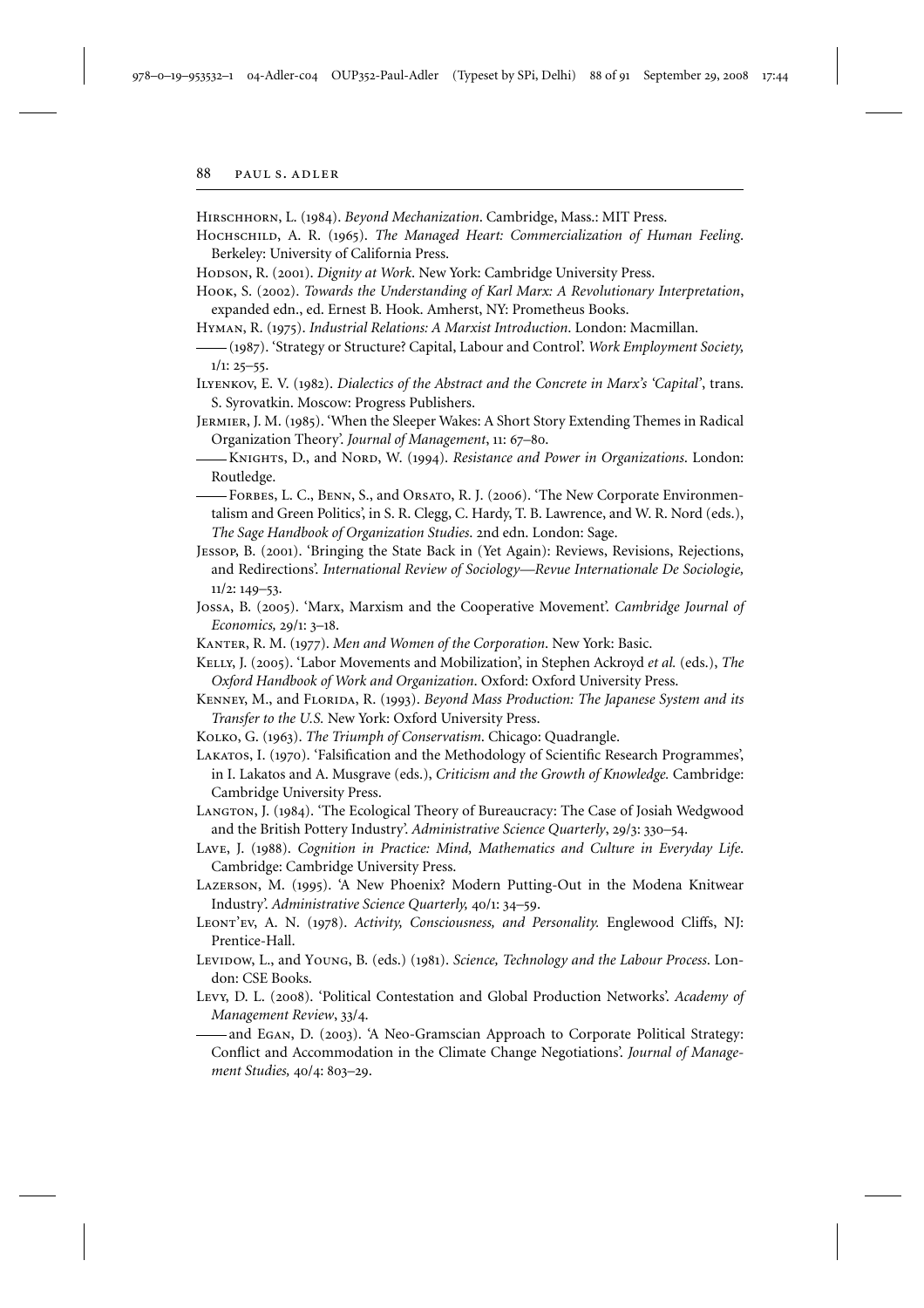Hirschhorn, L. (1984). *Beyond Mechanization*. Cambridge, Mass.: MIT Press.

Hochschild, A. R. (1965). *The Managed Heart: Commercialization of Human Feeling*. Berkeley: University of California Press.

Hodson, R. (2001). *Dignity at Work*. New York: Cambridge University Press.

Hook, S. (2002). *Towards the Understanding of Karl Marx: A Revolutionary Interpretation*, expanded edn., ed. Ernest B. Hook. Amherst, NY: Prometheus Books.

Hyman, R. (1975). *Industrial Relations: A Marxist Introduction*. London: Macmillan.

—— (1987). 'Strategy or Structure? Capital, Labour and Control'. *Work Employment Society,* 1/1: 25–55.

Ilyenkov, E. V. (1982). *Dialectics of the Abstract and the Concrete in Marx's 'Capital'*, trans. S. Syrovatkin. Moscow: Progress Publishers.

Jermier, J. M. (1985). 'When the Sleeper Wakes: A Short Story Extending Themes in Radical Organization Theory'. *Journal of Management*, 11: 67–80.

—— Knights, D., and Nord, W. (1994). *Resistance and Power in Organizations*. London: Routledge.

—— Forbes, L. C., Benn, S., and Orsato, R. J. (2006). 'The New Corporate Environmentalism and Green Politics', in S. R. Clegg, C. Hardy, T. B. Lawrence, and W. R. Nord (eds.), *The Sage Handbook of Organization Studies*. 2nd edn. London: Sage.

Jessop, B. (2001). 'Bringing the State Back in (Yet Again): Reviews, Revisions, Rejections, and Redirections'. *International Review of Sociology—Revue Internationale De Sociologie,* 11/2: 149–53.

Jossa, B. (2005). 'Marx, Marxism and the Cooperative Movement'. *Cambridge Journal of Economics,* 29/1: 3–18.

Kanter, R. M. (1977). *Men and Women of the Corporation*. New York: Basic.

Kelly, J. (2005). 'Labor Movements and Mobilization', in Stephen Ackroyd *et al.* (eds.), *The Oxford Handbook of Work and Organization*. Oxford: Oxford University Press.

Kenney, M., and Florida, R. (1993). *Beyond Mass Production: The Japanese System and its Transfer to the U.S.* New York: Oxford University Press.

Kolko, G. (1963). *The Triumph of Conservatism*. Chicago: Quadrangle.

Lakatos, I. (1970). 'Falsification and the Methodology of Scientific Research Programmes', in I. Lakatos and A. Musgrave (eds.), *Criticism and the Growth of Knowledge.* Cambridge: Cambridge University Press.

Langton, J. (1984). 'The Ecological Theory of Bureaucracy: The Case of Josiah Wedgwood and the British Pottery Industry'. *Administrative Science Quarterly*, 29/3: 330–54.

Lave, J. (1988). *Cognition in Practice: Mind, Mathematics and Culture in Everyday Life*. Cambridge: Cambridge University Press.

Lazerson, M. (1995). 'A New Phoenix? Modern Putting-Out in the Modena Knitwear Industry'. *Administrative Science Quarterly,* 40/1: 34–59.

Leont'ev, A. N. (1978). *Activity, Consciousness, and Personality.* Englewood Cliffs, NJ: Prentice-Hall.

Levidow, L., and Young, B. (eds.) (1981). *Science, Technology and the Labour Process*. London: CSE Books.

Levy, D. L. (2008). 'Political Contestation and Global Production Networks'. *Academy of Management Review*, 33/4.

—— and Egan, D. (2003). 'A Neo-Gramscian Approach to Corporate Political Strategy: Conflict and Accommodation in the Climate Change Negotiations'. *Journal of Management Studies,* 40/4: 803–29.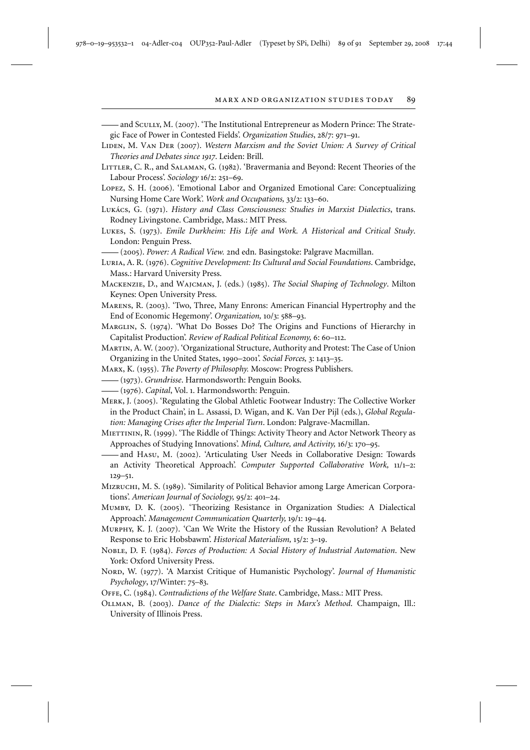—— and Scully, M. (2007). 'The Institutional Entrepreneur as Modern Prince: The Strategic Face of Power in Contested Fields'. *Organization Studies*, 28/7: 971–91.

Liden, M. Van Der (2007). *Western Marxism and the Soviet Union: A Survey of Critical Theories and Debates since 1917*. Leiden: Brill.

Littler, C. R., and Salaman, G. (1982). 'Bravermania and Beyond: Recent Theories of the Labour Process'. *Sociology* 16/2: 251–69.

Lopez, S. H. (2006). 'Emotional Labor and Organized Emotional Care: Conceptualizing Nursing Home Care Work'. *Work and Occupations,* 33/2: 133–60.

Lukács, G. (1971). *History and Class Consciousness: Studies in Marxist Dialectics*, trans. Rodney Livingstone. Cambridge, Mass.: MIT Press.

Lukes, S. (1973). *Emile Durkheim: His Life and Work. A Historical and Critical Study*. London: Penguin Press.

—— (2005). *Power: A Radical View.* 2nd edn. Basingstoke: Palgrave Macmillan.

Luria, A. R. (1976). *Cognitive Development: Its Cultural and Social Foundations*. Cambridge, Mass.: Harvard University Press.

Mackenzie, D., and Wajcman, J. (eds.) (1985). *The Social Shaping of Technology*. Milton Keynes: Open University Press.

Marens, R. (2003). 'Two, Three, Many Enrons: American Financial Hypertrophy and the End of Economic Hegemony'. *Organization,* 10/3: 588–93.

Marglin, S. (1974). 'What Do Bosses Do? The Origins and Functions of Hierarchy in Capitalist Production'. *Review of Radical Political Economy,* 6: 60–112.

Martin, A. W. (2007). 'Organizational Structure, Authority and Protest: The Case of Union Organizing in the United States, 1990–2001'. *Social Forces,* 3: 1413–35.

Marx, K. (1955). *The Poverty of Philosophy.* Moscow: Progress Publishers.

—— (1973). *Grundrisse*. Harmondsworth: Penguin Books.

—— (1976). *Capital*, Vol. 1. Harmondsworth: Penguin.

Merk, J. (2005). 'Regulating the Global Athletic Footwear Industry: The Collective Worker in the Product Chain', in L. Assassi, D. Wigan, and K. Van Der Pijl (eds.), *Global Regulation: Managing Crises after the Imperial Turn*. London: Palgrave-Macmillan.

Miettinin, R. (1999). 'The Riddle of Things: Activity Theory and Actor Network Theory as Approaches of Studying Innovations'. *Mind, Culture, and Activity,* 16/3: 170–95.

—— and Hasu, M. (2002). 'Articulating User Needs in Collaborative Design: Towards an Activity Theoretical Approach'. *Computer Supported Collaborative Work,* 11/1–2: 129–51.

Mizruchi, M. S. (1989). 'Similarity of Political Behavior among Large American Corporations'. *American Journal of Sociology,* 95/2: 401–24.

Mumby, D. K. (2005). 'Theorizing Resistance in Organization Studies: A Dialectical Approach'. *Management Communication Quarterly,* 19/1: 19–44.

Murphy, K. J. (2007). 'Can We Write the History of the Russian Revolution? A Belated Response to Eric Hobsbawm'. *Historical Materialism,* 15/2: 3–19.

Noble, D. F. (1984). *Forces of Production: A Social History of Industrial Automation*. New York: Oxford University Press.

Nord, W. (1977). 'A Marxist Critique of Humanistic Psychology'. *Journal of Humanistic Psychology*, 17/Winter: 75–83.

Offe, C. (1984). *Contradictions of the Welfare State*. Cambridge, Mass.: MIT Press.

Ollman, B. (2003). *Dance of the Dialectic: Steps in Marx's Method*. Champaign, Ill.: University of Illinois Press.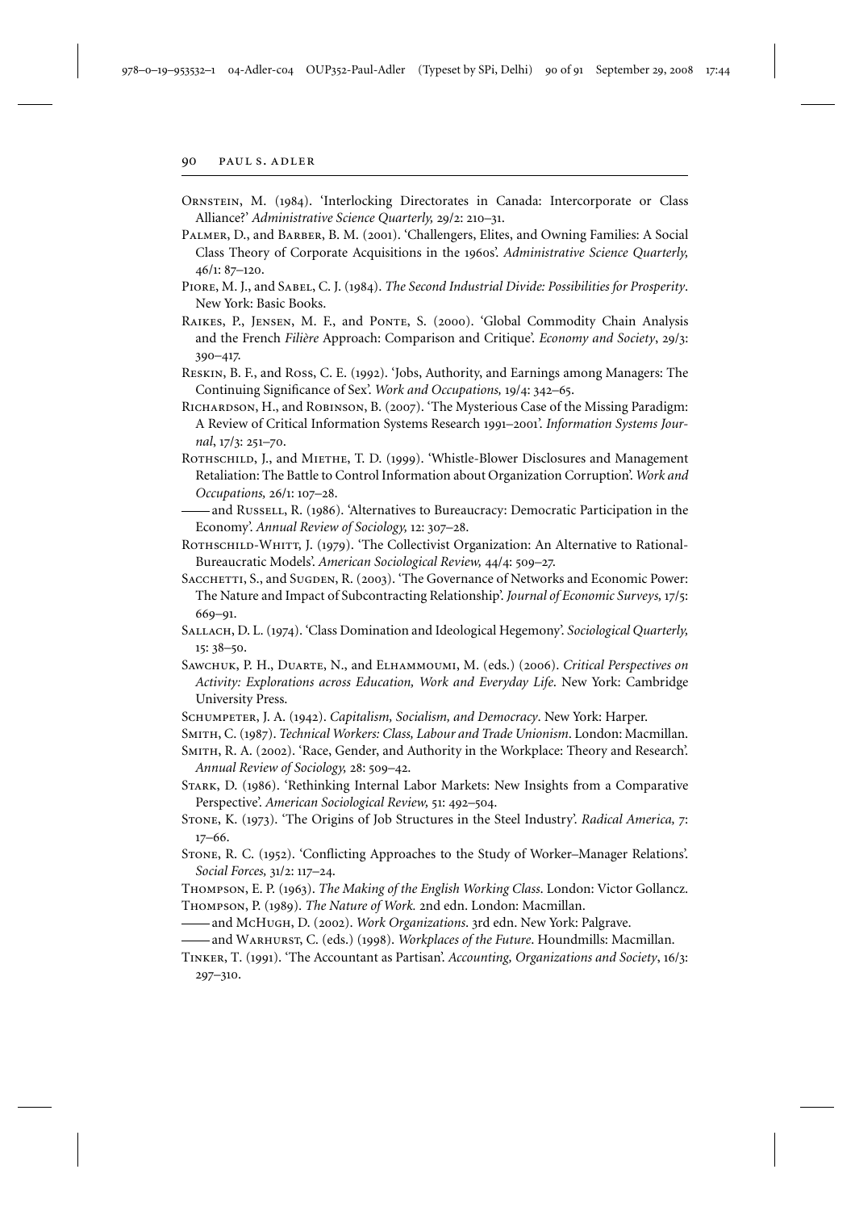Ornstein, M. (1984). 'Interlocking Directorates in Canada: Intercorporate or Class Alliance?' *Administrative Science Quarterly,* 29/2: 210–31.

Palmer, D., and Barber, B. M. (2001). 'Challengers, Elites, and Owning Families: A Social Class Theory of Corporate Acquisitions in the 1960s'. *Administrative Science Quarterly,* 46/1: 87–120.

Piore, M. J., and Sabel, C. J. (1984). *The Second Industrial Divide: Possibilities for Prosperity*. New York: Basic Books.

Raikes, P., Jensen, M. F., and Ponte, S. (2000). 'Global Commodity Chain Analysis and the French *Filière* Approach: Comparison and Critique'. *Economy and Society*, 29/3: 390–417.

Reskin, B. F., and Ross, C. E. (1992). 'Jobs, Authority, and Earnings among Managers: The Continuing Significance of Sex'. *Work and Occupations,* 19/4: 342–65.

Richardson, H., and Robinson, B. (2007). 'The Mysterious Case of the Missing Paradigm: A Review of Critical Information Systems Research 1991–2001'. *Information Systems Journal*, 17/3: 251–70.

Rothschild, J., and Miethe, T. D. (1999). 'Whistle-Blower Disclosures and Management Retaliation: The Battle to Control Information about Organization Corruption'. *Work and Occupations,* 26/1: 107–28.

—— and Russell, R. (1986). 'Alternatives to Bureaucracy: Democratic Participation in the Economy'. *Annual Review of Sociology,* 12: 307–28.

Rothschild-Whitt, J. (1979). 'The Collectivist Organization: An Alternative to Rational-Bureaucratic Models'. *American Sociological Review,* 44/4: 509–27.

Sacchetti, S., and Sugden, R. (2003). 'The Governance of Networks and Economic Power: The Nature and Impact of Subcontracting Relationship'. *Journal of Economic Surveys*, 17/5: 669–91.

Sallach, D. L. (1974). 'Class Domination and Ideological Hegemony'. *Sociological Quarterly,* 15: 38–50.

Sawchuk, P. H., Duarte, N., and Elhammoumi, M. (eds.) (2006). *Critical Perspectives on Activity: Explorations across Education, Work and Everyday Life*. New York: Cambridge University Press.

Schumpeter, J. A. (1942). *Capitalism, Socialism, and Democracy*. New York: Harper.

Smith, C. (1987). *Technical Workers: Class, Labour and Trade Unionism*. London: Macmillan.

Smith, R. A. (2002). 'Race, Gender, and Authority in the Workplace: Theory and Research'. *Annual Review of Sociology,* 28: 509–42.

Stark, D. (1986). 'Rethinking Internal Labor Markets: New Insights from a Comparative Perspective'. *American Sociological Review,* 51: 492–504.

Stone, K. (1973). 'The Origins of Job Structures in the Steel Industry'. *Radical America,* 7: 17–66.

Stone, R. C. (1952). 'Conflicting Approaches to the Study of Worker–Manager Relations'. *Social Forces,* 31/2: 117–24.

Thompson, E. P. (1963). *The Making of the English Working Class*. London: Victor Gollancz.

Thompson, P. (1989). *The Nature of Work.* 2nd edn. London: Macmillan.

—— and McHugh, D. (2002). *Work Organizations*. 3rd edn. New York: Palgrave.

—— and Warhurst, C. (eds.) (1998). *Workplaces of the Future*. Houndmills: Macmillan.

Tinker, T. (1991). 'The Accountant as Partisan'. *Accounting, Organizations and Society*, 16/3: 297–310.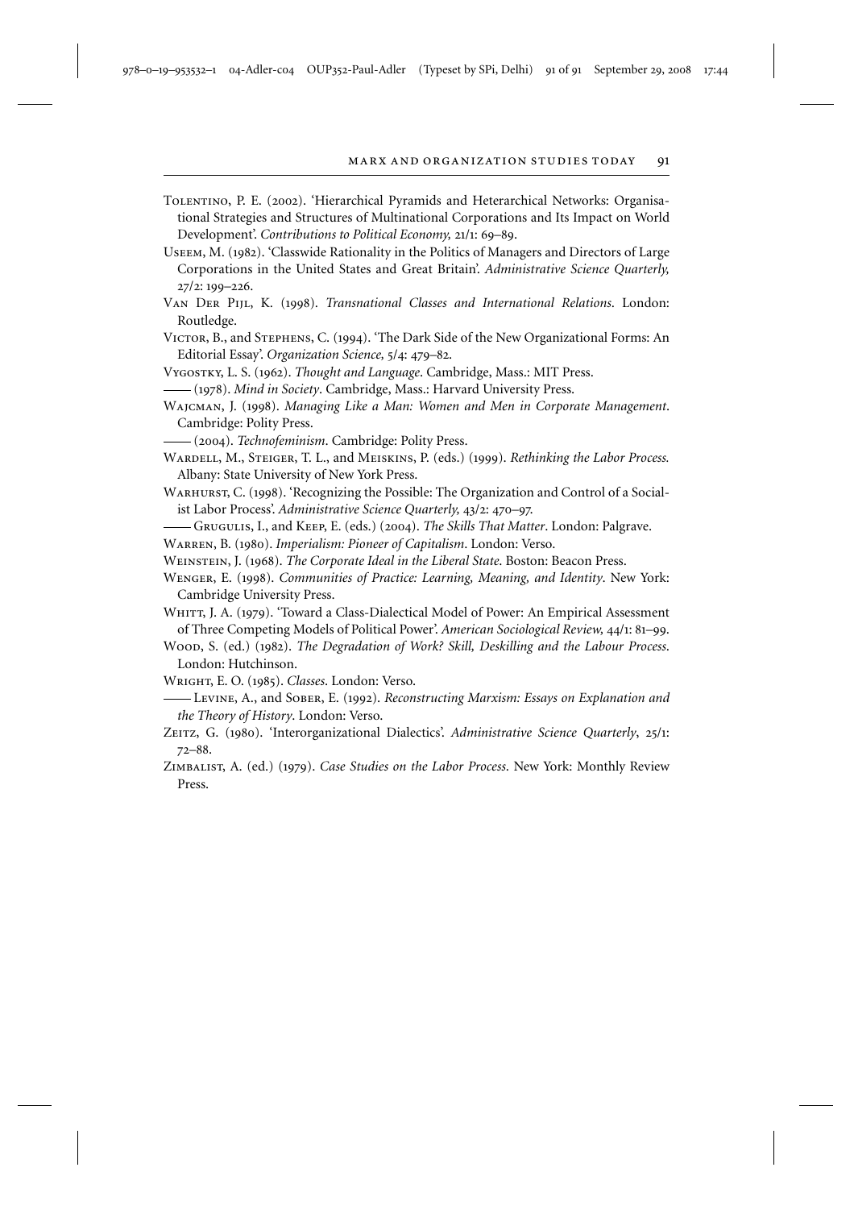Tolentino, P. E. (2002). 'Hierarchical Pyramids and Heterarchical Networks: Organisational Strategies and Structures of Multinational Corporations and Its Impact on World Development'. *Contributions to Political Economy,* 21/1: 69–89.

Useem, M. (1982). 'Classwide Rationality in the Politics of Managers and Directors of Large Corporations in the United States and Great Britain'. *Administrative Science Quarterly,* 27/2: 199–226.

Van Der Pijl, K. (1998). *Transnational Classes and International Relations*. London: Routledge.

Victor, B., and Stephens, C. (1994). 'The Dark Side of the New Organizational Forms: An Editorial Essay'. *Organization Science,* 5/4: 479–82.

Vygostky, L. S. (1962). *Thought and Language*. Cambridge, Mass.: MIT Press.

—— (1978). *Mind in Society*. Cambridge, Mass.: Harvard University Press.

Wajcman, J. (1998). *Managing Like a Man: Women and Men in Corporate Management*. Cambridge: Polity Press.

—— (2004). *Technofeminism*. Cambridge: Polity Press.

Wardell, M., Steiger, T. L., and Meiskins, P. (eds.) (1999). *Rethinking the Labor Process.* Albany: State University of New York Press.

Warhurst, C. (1998). 'Recognizing the Possible: The Organization and Control of a Socialist Labor Process'. *Administrative Science Quarterly,* 43/2: 470–97.

—— Grugulis, I., and Keep, E. (eds.) (2004). *The Skills That Matter*. London: Palgrave.

Warren, B. (1980). *Imperialism: Pioneer of Capitalism*. London: Verso.

Weinstein, J. (1968). *The Corporate Ideal in the Liberal State.* Boston: Beacon Press.

Wenger, E. (1998). *Communities of Practice: Learning, Meaning, and Identity*. New York: Cambridge University Press.

Whitt, J. A. (1979). 'Toward a Class-Dialectical Model of Power: An Empirical Assessment of Three Competing Models of Political Power'. *American Sociological Review,* 44/1: 81–99.

Wood, S. (ed.) (1982). *The Degradation of Work? Skill, Deskilling and the Labour Process*. London: Hutchinson.

Wright, E. O. (1985). *Classes*. London: Verso.

—— Levine, A., and Sober, E. (1992). *Reconstructing Marxism: Essays on Explanation and the Theory of History*. London: Verso.

Zeitz, G. (1980). 'Interorganizational Dialectics'. *Administrative Science Quarterly*, 25/1: 72–88.

Zimbalist, A. (ed.) (1979). *Case Studies on the Labor Process*. New York: Monthly Review Press.